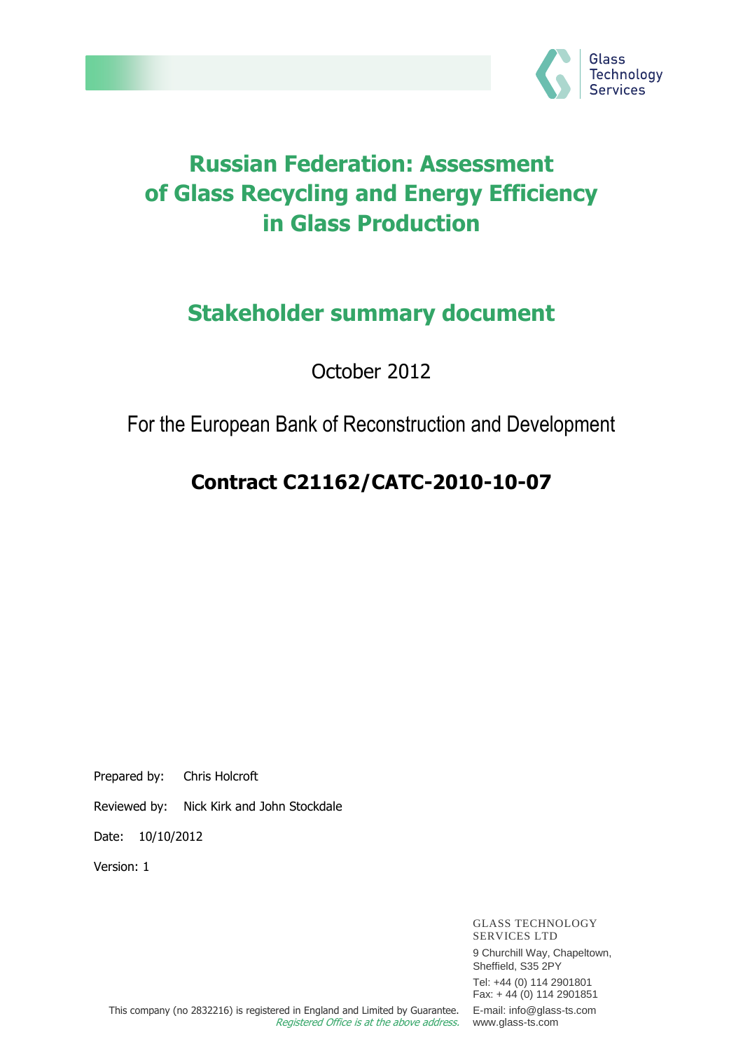Glass Technology Services

# Russian Federation: Assessment of Glass Recycling and Energy Efficiency in Glass Production

## Stakeholder summary document

October 2012

For the European Bank of Reconstruction and Development

**Contract C21162/CATC-2010-10-07**

Prepared by: Chris Holcroft

Reviewed by: Nick Kirk and John Stockdale

Date: 10/10/2012

Version: 1

GLASS TECHNOLOGY SERVICES LTD
9 Churchill Way, Chapeltown,
Sheffield, S35 2PY
Tel: +44 (0) 114 2901801
Fax: + 44 (0) 114 2901851
E-mail: info@glass-ts.com
www.glass-ts.com

This company (no 2832216) is registered in England and Limited by Guarantee.
*Registered Office is at the above address.*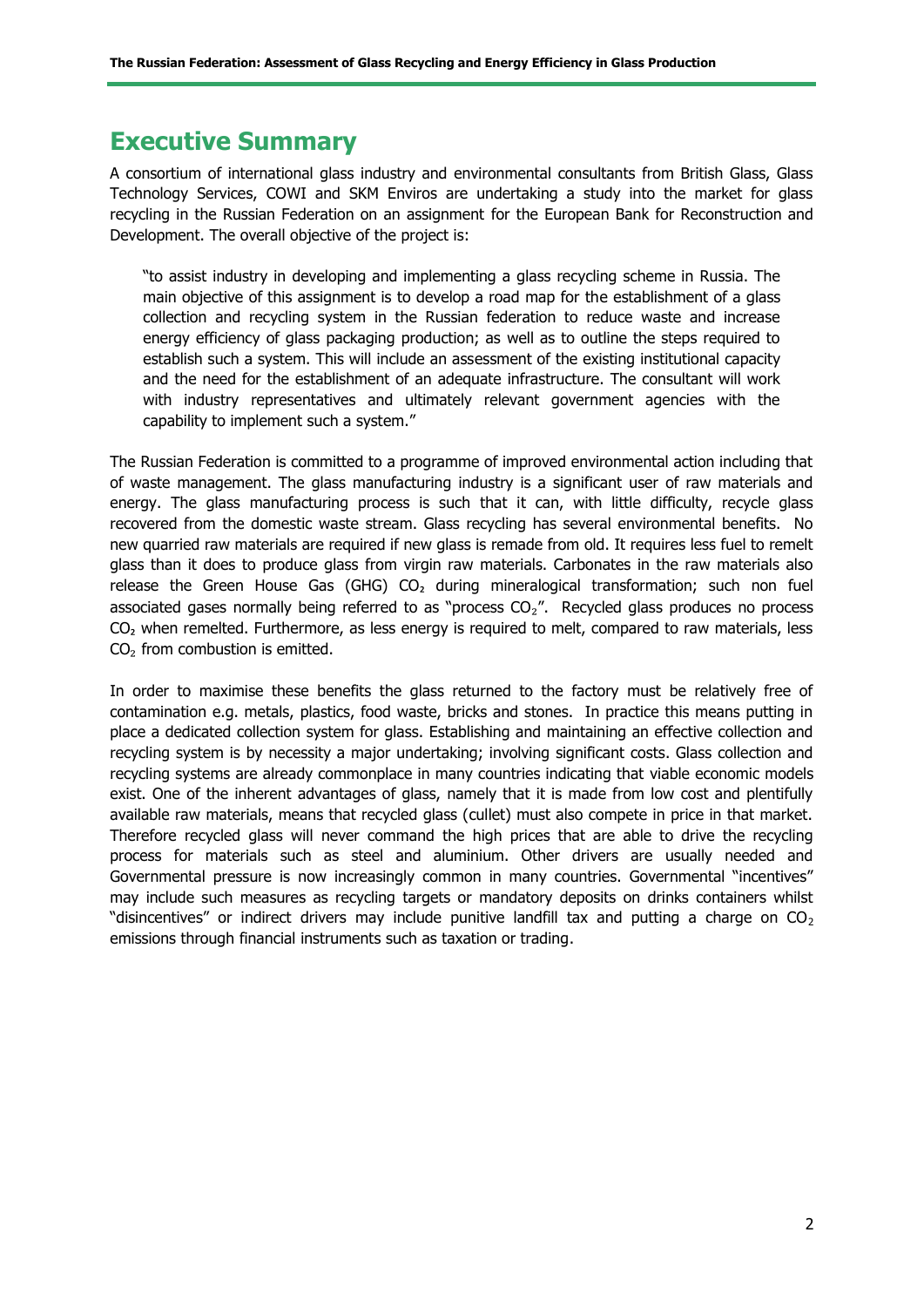# Executive Summary

A consortium of international glass industry and environmental consultants from British Glass, Glass Technology Services, COWI and SKM Enviros are undertaking a study into the market for glass recycling in the Russian Federation on an assignment for the European Bank for Reconstruction and Development. The overall objective of the project is:

> "to assist industry in developing and implementing a glass recycling scheme in Russia. The main objective of this assignment is to develop a road map for the establishment of a glass collection and recycling system in the Russian federation to reduce waste and increase energy efficiency of glass packaging production; as well as to outline the steps required to establish such a system. This will include an assessment of the existing institutional capacity and the need for the establishment of an adequate infrastructure. The consultant will work with industry representatives and ultimately relevant government agencies with the capability to implement such a system."

The Russian Federation is committed to a programme of improved environmental action including that of waste management. The glass manufacturing industry is a significant user of raw materials and energy. The glass manufacturing process is such that it can, with little difficulty, recycle glass recovered from the domestic waste stream. Glass recycling has several environmental benefits. No new quarried raw materials are required if new glass is remade from old. It requires less fuel to remelt glass than it does to produce glass from virgin raw materials. Carbonates in the raw materials also release the Green House Gas (GHG) $CO_2$ during mineralogical transformation; such non fuel associated gases normally being referred to as "process $CO_2$". Recycled glass produces no process $CO_2$ when remelted. Furthermore, as less energy is required to melt, compared to raw materials, less $CO_2$ from combustion is emitted.

In order to maximise these benefits the glass returned to the factory must be relatively free of contamination e.g. metals, plastics, food waste, bricks and stones. In practice this means putting in place a dedicated collection system for glass. Establishing and maintaining an effective collection and recycling system is by necessity a major undertaking; involving significant costs. Glass collection and recycling systems are already commonplace in many countries indicating that viable economic models exist. One of the inherent advantages of glass, namely that it is made from low cost and plentifully available raw materials, means that recycled glass (cullet) must also compete in price in that market. Therefore recycled glass will never command the high prices that are able to drive the recycling process for materials such as steel and aluminium. Other drivers are usually needed and Governmental pressure is now increasingly common in many countries. Governmental "incentives" may include such measures as recycling targets or mandatory deposits on drinks containers whilst "disincentives" or indirect drivers may include punitive landfill tax and putting a charge on $CO_2$ emissions through financial instruments such as taxation or trading.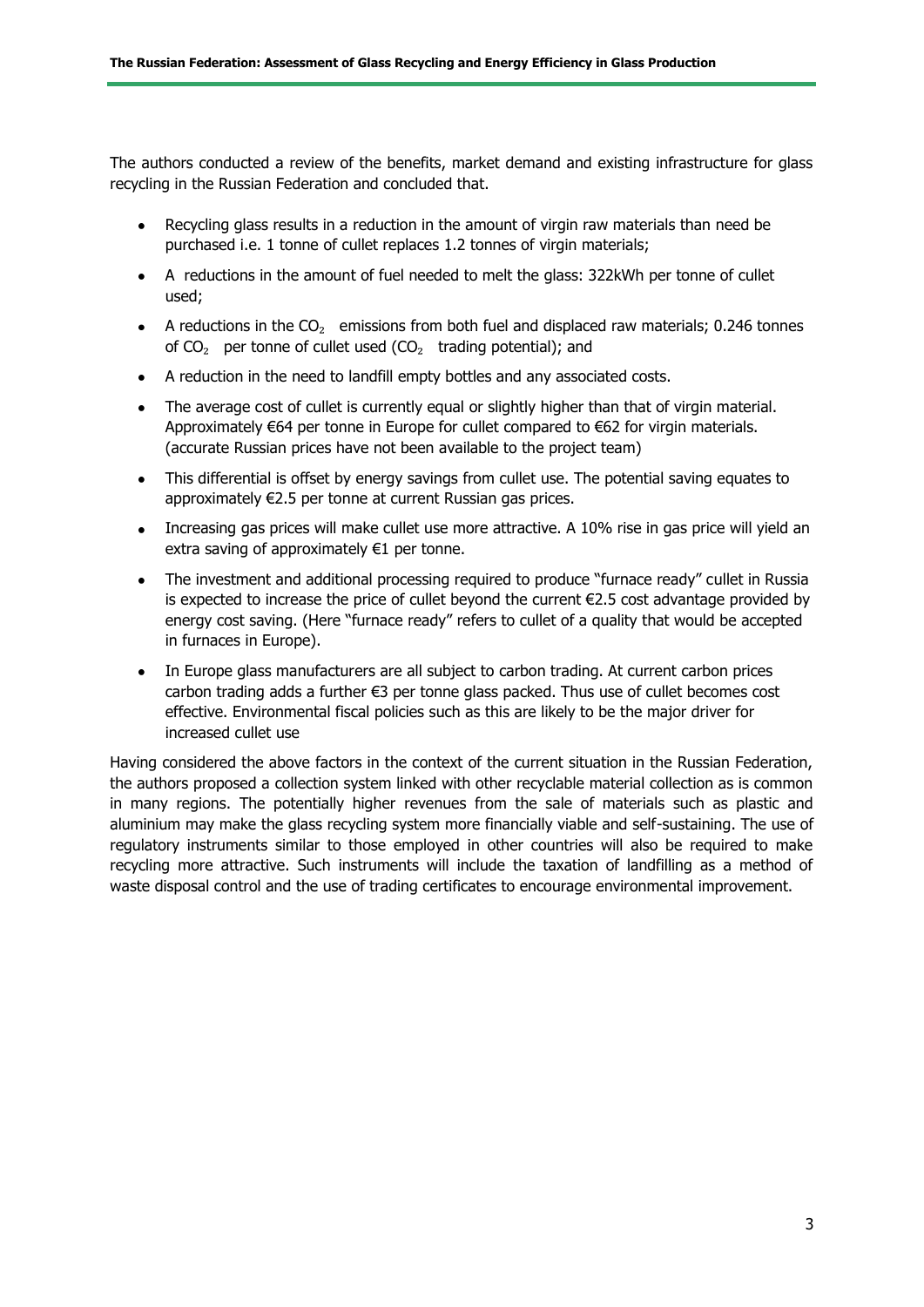The authors conducted a review of the benefits, market demand and existing infrastructure for glass recycling in the Russian Federation and concluded that.

- Recycling glass results in a reduction in the amount of virgin raw materials than need be purchased i.e. 1 tonne of cullet replaces 1.2 tonnes of virgin materials;
- A reductions in the amount of fuel needed to melt the glass: 322kWh per tonne of cullet used;
- A reductions in the $CO_2$ emissions from both fuel and displaced raw materials; 0.246 tonnes of $CO_2$ per tonne of cullet used ($CO_2$ trading potential); and
- A reduction in the need to landfill empty bottles and any associated costs.
- The average cost of cullet is currently equal or slightly higher than that of virgin material. Approximately €64 per tonne in Europe for cullet compared to €62 for virgin materials. (accurate Russian prices have not been available to the project team)
- This differential is offset by energy savings from cullet use. The potential saving equates to approximately €2.5 per tonne at current Russian gas prices.
- Increasing gas prices will make cullet use more attractive. A 10% rise in gas price will yield an extra saving of approximately €1 per tonne.
- The investment and additional processing required to produce "furnace ready" cullet in Russia is expected to increase the price of cullet beyond the current €2.5 cost advantage provided by energy cost saving. (Here "furnace ready" refers to cullet of a quality that would be accepted in furnaces in Europe).
- In Europe glass manufacturers are all subject to carbon trading. At current carbon prices carbon trading adds a further €3 per tonne glass packed. Thus use of cullet becomes cost effective. Environmental fiscal policies such as this are likely to be the major driver for increased cullet use

Having considered the above factors in the context of the current situation in the Russian Federation, the authors proposed a collection system linked with other recyclable material collection as is common in many regions. The potentially higher revenues from the sale of materials such as plastic and aluminium may make the glass recycling system more financially viable and self-sustaining. The use of regulatory instruments similar to those employed in other countries will also be required to make recycling more attractive. Such instruments will include the taxation of landfilling as a method of waste disposal control and the use of trading certificates to encourage environmental improvement.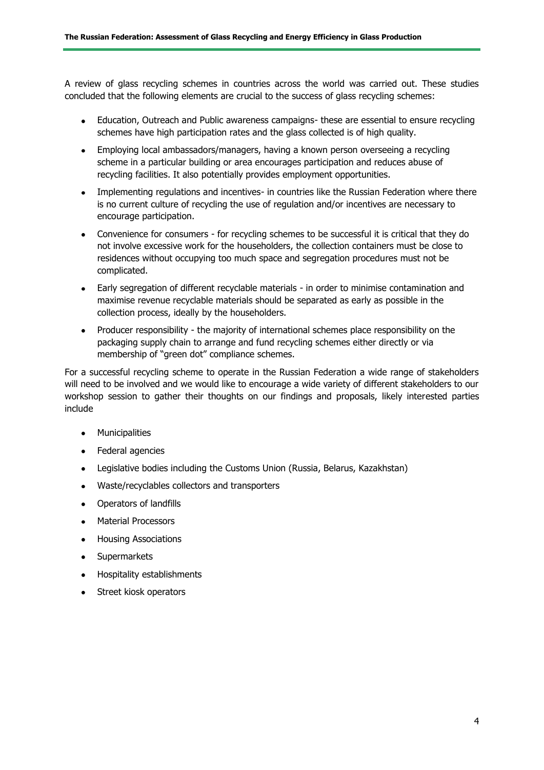A review of glass recycling schemes in countries across the world was carried out. These studies concluded that the following elements are crucial to the success of glass recycling schemes:

- Education, Outreach and Public awareness campaigns- these are essential to ensure recycling schemes have high participation rates and the glass collected is of high quality.
- Employing local ambassadors/managers, having a known person overseeing a recycling scheme in a particular building or area encourages participation and reduces abuse of recycling facilities. It also potentially provides employment opportunities.
- Implementing regulations and incentives- in countries like the Russian Federation where there is no current culture of recycling the use of regulation and/or incentives are necessary to encourage participation.
- Convenience for consumers - for recycling schemes to be successful it is critical that they do not involve excessive work for the householders, the collection containers must be close to residences without occupying too much space and segregation procedures must not be complicated.
- Early segregation of different recyclable materials - in order to minimise contamination and maximise revenue recyclable materials should be separated as early as possible in the collection process, ideally by the householders.
- Producer responsibility - the majority of international schemes place responsibility on the packaging supply chain to arrange and fund recycling schemes either directly or via membership of "green dot" compliance schemes.

For a successful recycling scheme to operate in the Russian Federation a wide range of stakeholders will need to be involved and we would like to encourage a wide variety of different stakeholders to our workshop session to gather their thoughts on our findings and proposals, likely interested parties include

- Municipalities
- Federal agencies
- Legislative bodies including the Customs Union (Russia, Belarus, Kazakhstan)
- Waste/recyclables collectors and transporters
- Operators of landfills
- Material Processors
- Housing Associations
- Supermarkets
- Hospitality establishments
- Street kiosk operators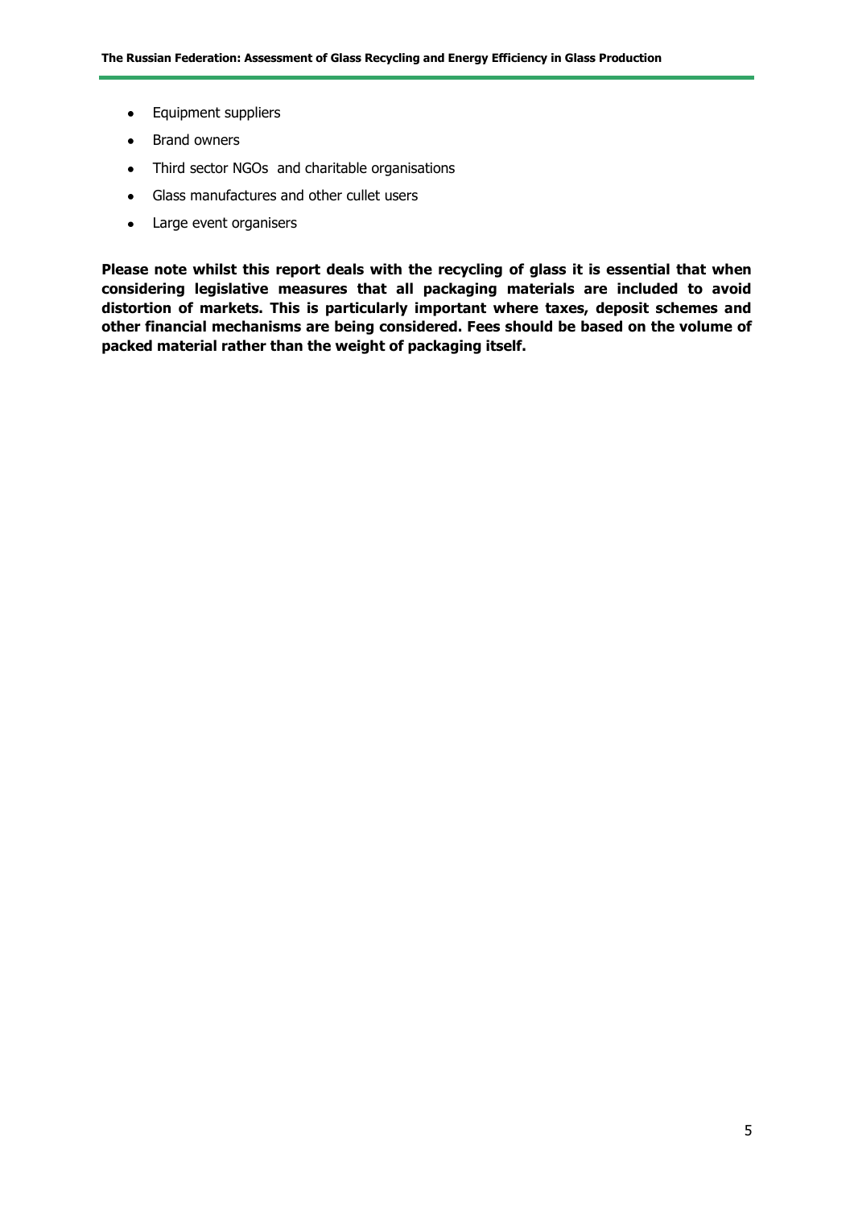- Equipment suppliers
- Brand owners
- Third sector NGOs  and charitable organisations
- Glass manufactures and other cullet users
- Large event organisers

**Please note whilst this report deals with the recycling of glass it is essential that when considering legislative measures that all packaging materials are included to avoid distortion of markets. This is particularly important where taxes, deposit schemes and other financial mechanisms are being considered. Fees should be based on the volume of packed material rather than the weight of packaging itself.**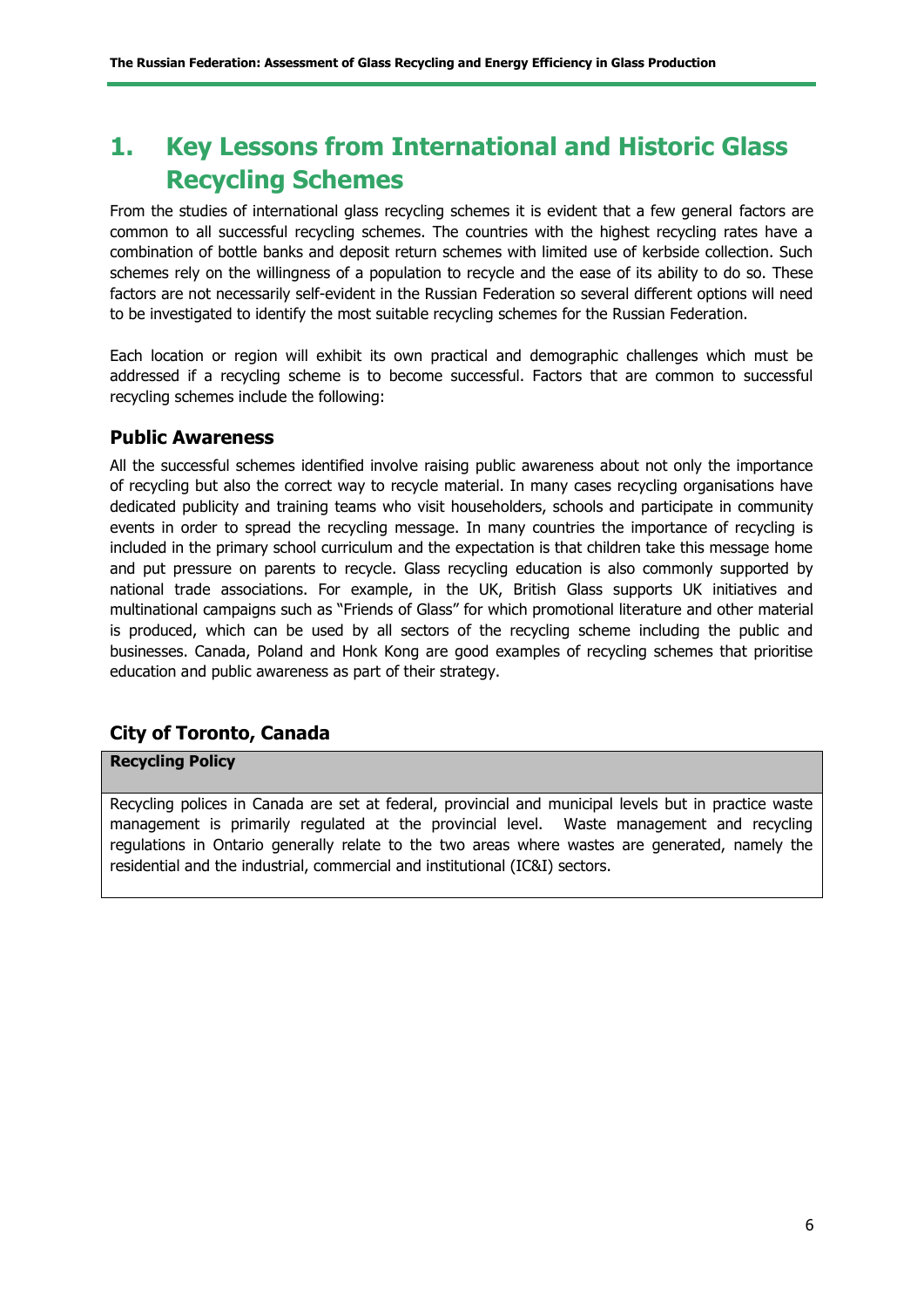# 1. Key Lessons from International and Historic Glass Recycling Schemes

From the studies of international glass recycling schemes it is evident that a few general factors are common to all successful recycling schemes. The countries with the highest recycling rates have a combination of bottle banks and deposit return schemes with limited use of kerbside collection. Such schemes rely on the willingness of a population to recycle and the ease of its ability to do so. These factors are not necessarily self-evident in the Russian Federation so several different options will need to be investigated to identify the most suitable recycling schemes for the Russian Federation.

Each location or region will exhibit its own practical and demographic challenges which must be addressed if a recycling scheme is to become successful. Factors that are common to successful recycling schemes include the following:

## Public Awareness

All the successful schemes identified involve raising public awareness about not only the importance of recycling but also the correct way to recycle material. In many cases recycling organisations have dedicated publicity and training teams who visit householders, schools and participate in community events in order to spread the recycling message. In many countries the importance of recycling is included in the primary school curriculum and the expectation is that children take this message home and put pressure on parents to recycle. Glass recycling education is also commonly supported by national trade associations. For example, in the UK, British Glass supports UK initiatives and multinational campaigns such as "Friends of Glass" for which promotional literature and other material is produced, which can be used by all sectors of the recycling scheme including the public and businesses. Canada, Poland and Honk Kong are good examples of recycling schemes that prioritise education and public awareness as part of their strategy.

## City of Toronto, Canada

| Recycling Policy |
|---|
| Recycling polices in Canada are set at federal, provincial and municipal levels but in practice waste management is primarily regulated at the provincial level. Waste management and recycling regulations in Ontario generally relate to the two areas where wastes are generated, namely the residential and the industrial, commercial and institutional (IC&I) sectors. |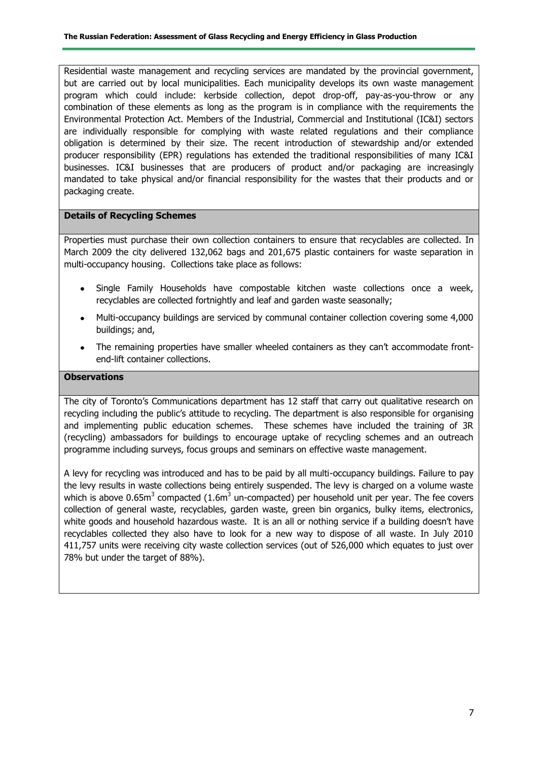Residential waste management and recycling services are mandated by the provincial government, but are carried out by local municipalities. Each municipality develops its own waste management program which could include: kerbside collection, depot drop-off, pay-as-you-throw or any combination of these elements as long as the program is in compliance with the requirements the Environmental Protection Act. Members of the Industrial, Commercial and Institutional (IC&I) sectors are individually responsible for complying with waste related regulations and their compliance obligation is determined by their size. The recent introduction of stewardship and/or extended producer responsibility (EPR) regulations has extended the traditional responsibilities of many IC&I businesses. IC&I businesses that are producers of product and/or packaging are increasingly mandated to take physical and/or financial responsibility for the wastes that their products and or packaging create.

**Details of Recycling Schemes**

Properties must purchase their own collection containers to ensure that recyclables are collected. In March 2009 the city delivered 132,062 bags and 201,675 plastic containers for waste separation in multi-occupancy housing. Collections take place as follows:

- Single Family Households have compostable kitchen waste collections once a week, recyclables are collected fortnightly and leaf and garden waste seasonally;
- Multi-occupancy buildings are serviced by communal container collection covering some 4,000 buildings; and,
- The remaining properties have smaller wheeled containers as they can't accommodate front-end-lift container collections.

**Observations**

The city of Toronto's Communications department has 12 staff that carry out qualitative research on recycling including the public's attitude to recycling. The department is also responsible for organising and implementing public education schemes. These schemes have included the training of 3R (recycling) ambassadors for buildings to encourage uptake of recycling schemes and an outreach programme including surveys, focus groups and seminars on effective waste management.

A levy for recycling was introduced and has to be paid by all multi-occupancy buildings. Failure to pay the levy results in waste collections being entirely suspended. The levy is charged on a volume waste which is above 0.65m$^3$ compacted (1.6m$^3$ un-compacted) per household unit per year. The fee covers collection of general waste, recyclables, garden waste, green bin organics, bulky items, electronics, white goods and household hazardous waste. It is an all or nothing service if a building doesn't have recyclables collected they also have to look for a new way to dispose of all waste. In July 2010 411,757 units were receiving city waste collection services (out of 526,000 which equates to just over 78% but under the target of 88%).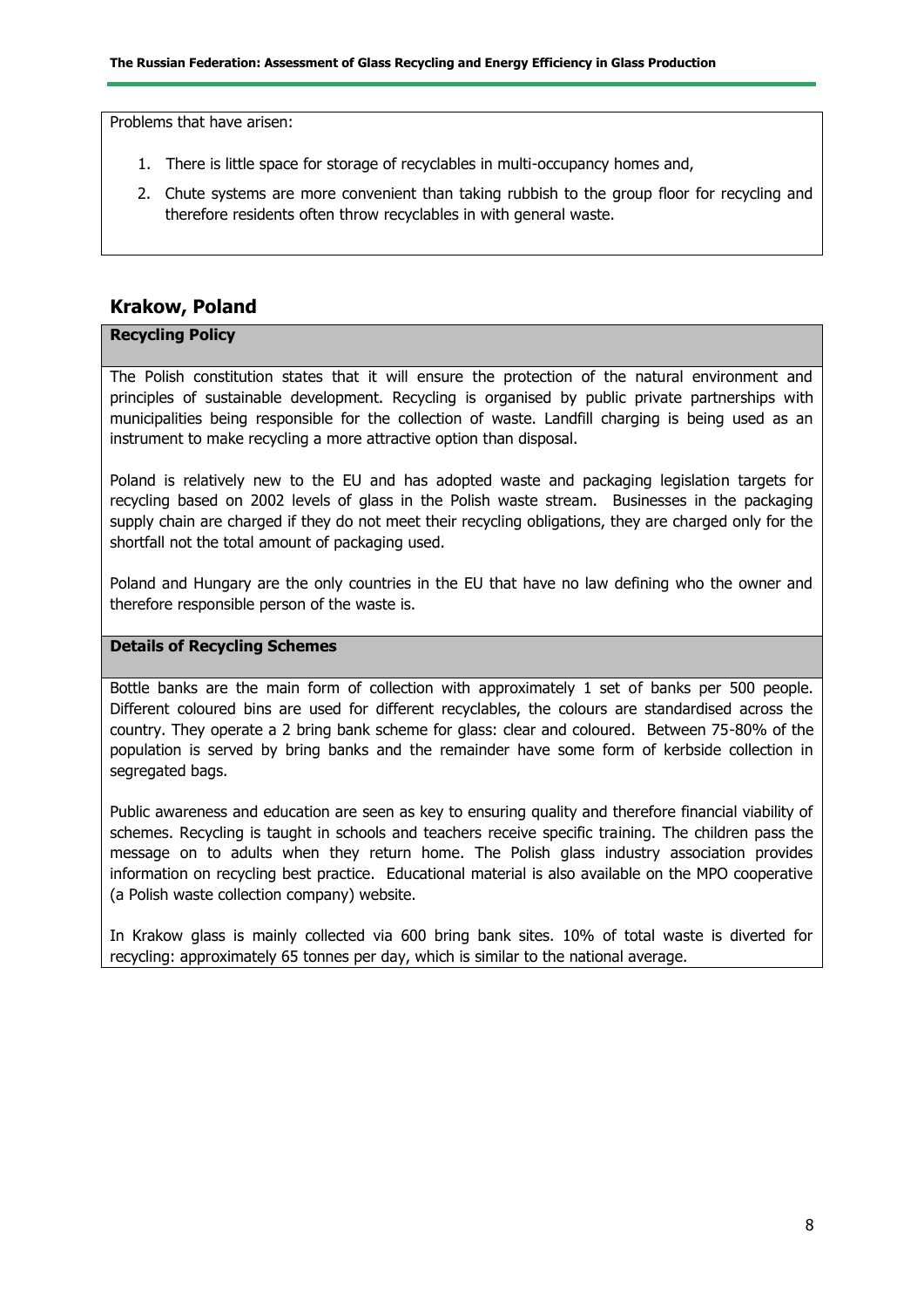Problems that have arisen:

1. There is little space for storage of recyclables in multi-occupancy homes and,
2. Chute systems are more convenient than taking rubbish to the group floor for recycling and therefore residents often throw recyclables in with general waste.

## Krakow, Poland

### Recycling Policy

The Polish constitution states that it will ensure the protection of the natural environment and principles of sustainable development. Recycling is organised by public private partnerships with municipalities being responsible for the collection of waste. Landfill charging is being used as an instrument to make recycling a more attractive option than disposal.

Poland is relatively new to the EU and has adopted waste and packaging legislation targets for recycling based on 2002 levels of glass in the Polish waste stream. Businesses in the packaging supply chain are charged if they do not meet their recycling obligations, they are charged only for the shortfall not the total amount of packaging used.

Poland and Hungary are the only countries in the EU that have no law defining who the owner and therefore responsible person of the waste is.

### Details of Recycling Schemes

Bottle banks are the main form of collection with approximately 1 set of banks per 500 people. Different coloured bins are used for different recyclables, the colours are standardised across the country. They operate a 2 bring bank scheme for glass: clear and coloured. Between 75-80% of the population is served by bring banks and the remainder have some form of kerbside collection in segregated bags.

Public awareness and education are seen as key to ensuring quality and therefore financial viability of schemes. Recycling is taught in schools and teachers receive specific training. The children pass the message on to adults when they return home. The Polish glass industry association provides information on recycling best practice. Educational material is also available on the MPO cooperative (a Polish waste collection company) website.

In Krakow glass is mainly collected via 600 bring bank sites. 10% of total waste is diverted for recycling: approximately 65 tonnes per day, which is similar to the national average.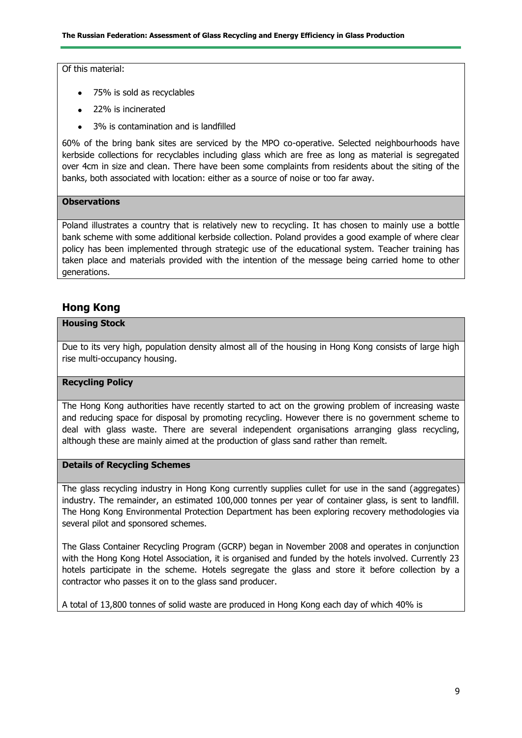Of this material:

- 75% is sold as recyclables
- 22% is incinerated
- 3% is contamination and is landfilled

60% of the bring bank sites are serviced by the MPO co-operative. Selected neighbourhoods have kerbside collections for recyclables including glass which are free as long as material is segregated over 4cm in size and clean. There have been some complaints from residents about the siting of the banks, both associated with location: either as a source of noise or too far away.

**Observations**

Poland illustrates a country that is relatively new to recycling. It has chosen to mainly use a bottle bank scheme with some additional kerbside collection. Poland provides a good example of where clear policy has been implemented through strategic use of the educational system. Teacher training has taken place and materials provided with the intention of the message being carried home to other generations.

## Hong Kong

**Housing Stock**

Due to its very high, population density almost all of the housing in Hong Kong consists of large high rise multi-occupancy housing.

**Recycling Policy**

The Hong Kong authorities have recently started to act on the growing problem of increasing waste and reducing space for disposal by promoting recycling. However there is no government scheme to deal with glass waste. There are several independent organisations arranging glass recycling, although these are mainly aimed at the production of glass sand rather than remelt.

**Details of Recycling Schemes**

The glass recycling industry in Hong Kong currently supplies cullet for use in the sand (aggregates) industry. The remainder, an estimated 100,000 tonnes per year of container glass, is sent to landfill. The Hong Kong Environmental Protection Department has been exploring recovery methodologies via several pilot and sponsored schemes.

The Glass Container Recycling Program (GCRP) began in November 2008 and operates in conjunction with the Hong Kong Hotel Association, it is organised and funded by the hotels involved. Currently 23 hotels participate in the scheme. Hotels segregate the glass and store it before collection by a contractor who passes it on to the glass sand producer.

A total of 13,800 tonnes of solid waste are produced in Hong Kong each day of which 40% is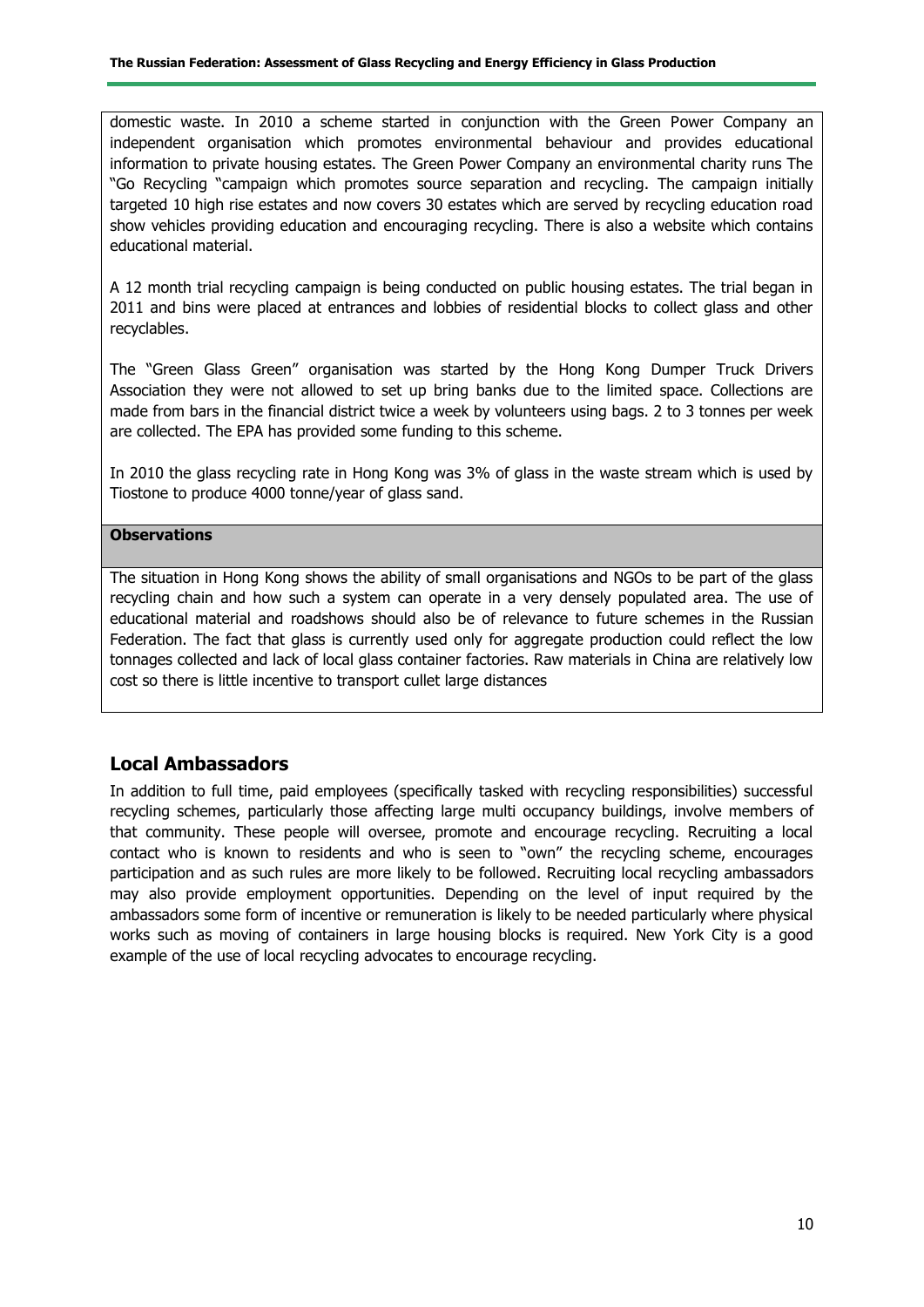domestic waste. In 2010 a scheme started in conjunction with the Green Power Company an independent organisation which promotes environmental behaviour and provides educational information to private housing estates. The Green Power Company an environmental charity runs The "Go Recycling "campaign which promotes source separation and recycling. The campaign initially targeted 10 high rise estates and now covers 30 estates which are served by recycling education road show vehicles providing education and encouraging recycling. There is also a website which contains educational material.

A 12 month trial recycling campaign is being conducted on public housing estates. The trial began in 2011 and bins were placed at entrances and lobbies of residential blocks to collect glass and other recyclables.

The "Green Glass Green" organisation was started by the Hong Kong Dumper Truck Drivers Association they were not allowed to set up bring banks due to the limited space. Collections are made from bars in the financial district twice a week by volunteers using bags. 2 to 3 tonnes per week are collected. The EPA has provided some funding to this scheme.

In 2010 the glass recycling rate in Hong Kong was 3% of glass in the waste stream which is used by Tiostone to produce 4000 tonne/year of glass sand.

**Observations**

The situation in Hong Kong shows the ability of small organisations and NGOs to be part of the glass recycling chain and how such a system can operate in a very densely populated area. The use of educational material and roadshows should also be of relevance to future schemes in the Russian Federation. The fact that glass is currently used only for aggregate production could reflect the low tonnages collected and lack of local glass container factories. Raw materials in China are relatively low cost so there is little incentive to transport cullet large distances

## Local Ambassadors

In addition to full time, paid employees (specifically tasked with recycling responsibilities) successful recycling schemes, particularly those affecting large multi occupancy buildings, involve members of that community. These people will oversee, promote and encourage recycling. Recruiting a local contact who is known to residents and who is seen to "own" the recycling scheme, encourages participation and as such rules are more likely to be followed. Recruiting local recycling ambassadors may also provide employment opportunities. Depending on the level of input required by the ambassadors some form of incentive or remuneration is likely to be needed particularly where physical works such as moving of containers in large housing blocks is required. New York City is a good example of the use of local recycling advocates to encourage recycling.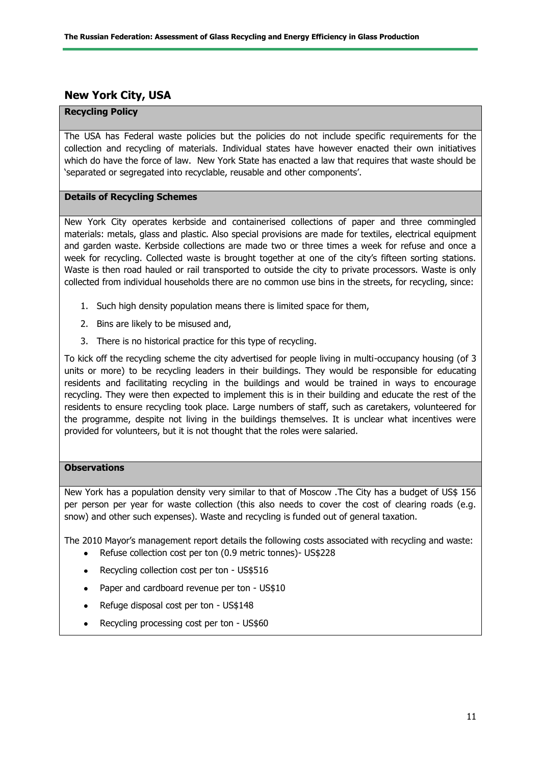## New York City, USA

### Recycling Policy

The USA has Federal waste policies but the policies do not include specific requirements for the collection and recycling of materials. Individual states have however enacted their own initiatives which do have the force of law. New York State has enacted a law that requires that waste should be 'separated or segregated into recyclable, reusable and other components'.

### Details of Recycling Schemes

New York City operates kerbside and containerised collections of paper and three commingled materials: metals, glass and plastic. Also special provisions are made for textiles, electrical equipment and garden waste. Kerbside collections are made two or three times a week for refuse and once a week for recycling. Collected waste is brought together at one of the city's fifteen sorting stations. Waste is then road hauled or rail transported to outside the city to private processors. Waste is only collected from individual households there are no common use bins in the streets, for recycling, since:

1. Such high density population means there is limited space for them,
2. Bins are likely to be misused and,
3. There is no historical practice for this type of recycling.

To kick off the recycling scheme the city advertised for people living in multi-occupancy housing (of 3 units or more) to be recycling leaders in their buildings. They would be responsible for educating residents and facilitating recycling in the buildings and would be trained in ways to encourage recycling. They were then expected to implement this is in their building and educate the rest of the residents to ensure recycling took place. Large numbers of staff, such as caretakers, volunteered for the programme, despite not living in the buildings themselves. It is unclear what incentives were provided for volunteers, but it is not thought that the roles were salaried.

### Observations

New York has a population density very similar to that of Moscow .The City has a budget of US$ 156 per person per year for waste collection (this also needs to cover the cost of clearing roads (e.g. snow) and other such expenses). Waste and recycling is funded out of general taxation.

The 2010 Mayor's management report details the following costs associated with recycling and waste:

- Refuse collection cost per ton (0.9 metric tonnes)- US$228
- Recycling collection cost per ton - US$516
- Paper and cardboard revenue per ton - US$10
- Refuge disposal cost per ton - US$148
- Recycling processing cost per ton - US$60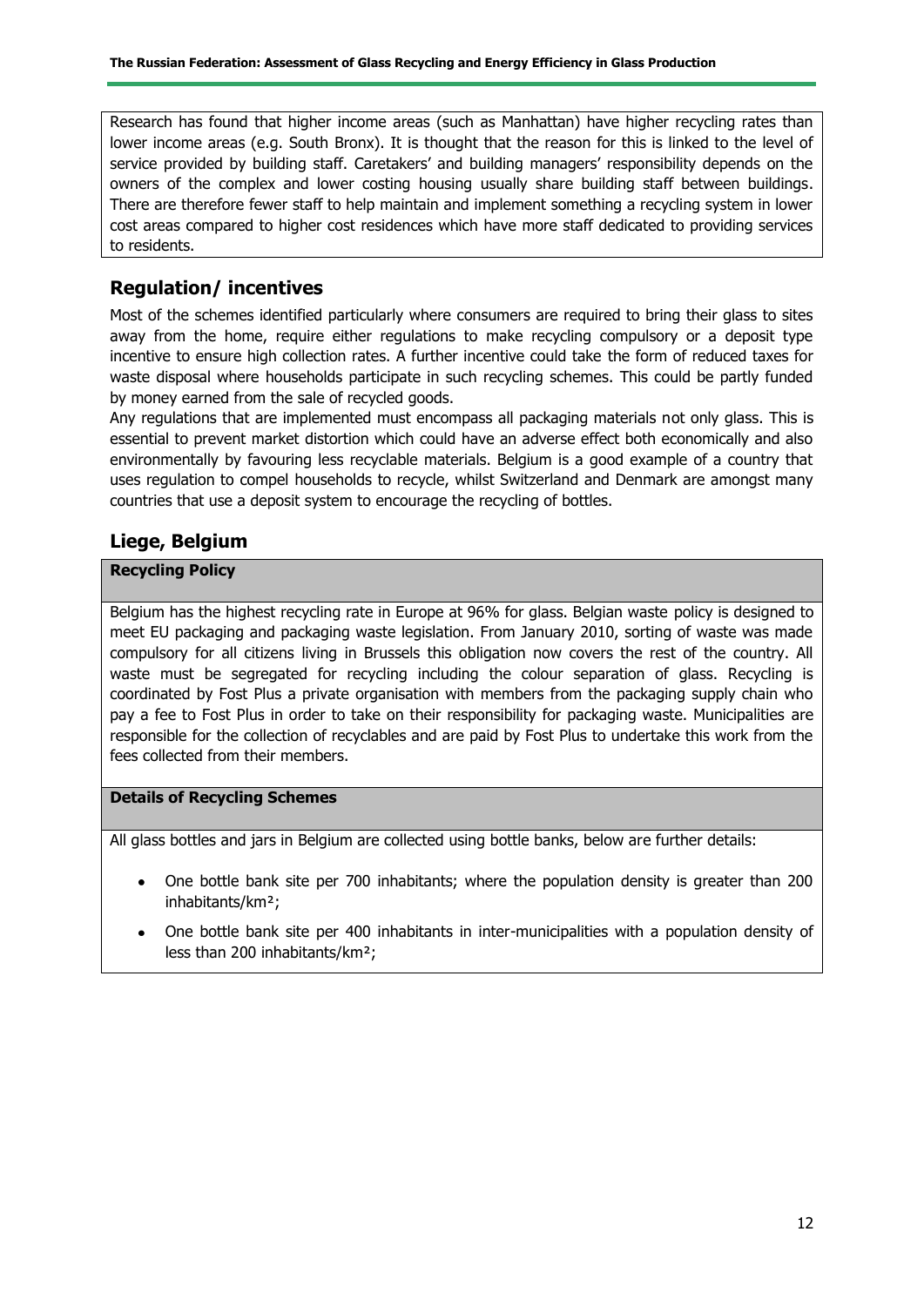Research has found that higher income areas (such as Manhattan) have higher recycling rates than lower income areas (e.g. South Bronx). It is thought that the reason for this is linked to the level of service provided by building staff. Caretakers' and building managers' responsibility depends on the owners of the complex and lower costing housing usually share building staff between buildings. There are therefore fewer staff to help maintain and implement something a recycling system in lower cost areas compared to higher cost residences which have more staff dedicated to providing services to residents.

## Regulation/ incentives

Most of the schemes identified particularly where consumers are required to bring their glass to sites away from the home, require either regulations to make recycling compulsory or a deposit type incentive to ensure high collection rates. A further incentive could take the form of reduced taxes for waste disposal where households participate in such recycling schemes. This could be partly funded by money earned from the sale of recycled goods.

Any regulations that are implemented must encompass all packaging materials not only glass. This is essential to prevent market distortion which could have an adverse effect both economically and also environmentally by favouring less recyclable materials. Belgium is a good example of a country that uses regulation to compel households to recycle, whilst Switzerland and Denmark are amongst many countries that use a deposit system to encourage the recycling of bottles.

## Liege, Belgium

**Recycling Policy**

Belgium has the highest recycling rate in Europe at 96% for glass. Belgian waste policy is designed to meet EU packaging and packaging waste legislation. From January 2010, sorting of waste was made compulsory for all citizens living in Brussels this obligation now covers the rest of the country. All waste must be segregated for recycling including the colour separation of glass. Recycling is coordinated by Fost Plus a private organisation with members from the packaging supply chain who pay a fee to Fost Plus in order to take on their responsibility for packaging waste. Municipalities are responsible for the collection of recyclables and are paid by Fost Plus to undertake this work from the fees collected from their members.

**Details of Recycling Schemes**

All glass bottles and jars in Belgium are collected using bottle banks, below are further details:

- One bottle bank site per 700 inhabitants; where the population density is greater than 200 inhabitants/km²;
- One bottle bank site per 400 inhabitants in inter-municipalities with a population density of less than 200 inhabitants/km²;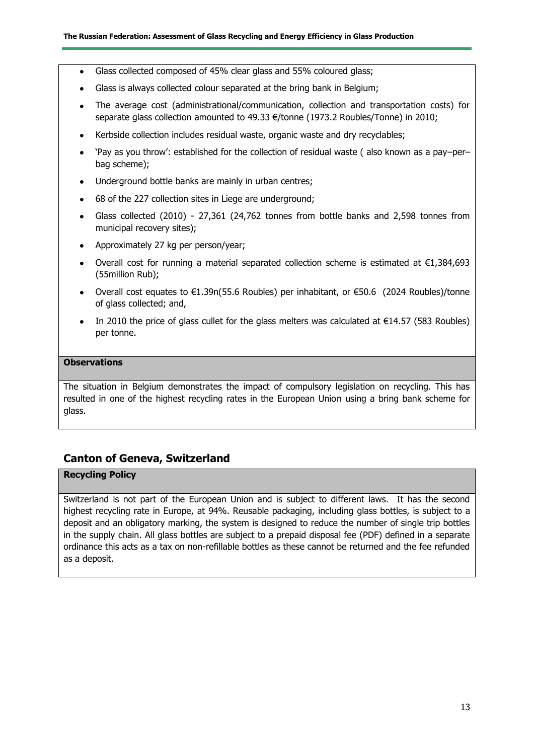- Glass collected composed of 45% clear glass and 55% coloured glass;
- Glass is always collected colour separated at the bring bank in Belgium;
- The average cost (administrational/communication, collection and transportation costs) for separate glass collection amounted to 49.33 €/tonne (1973.2 Roubles/Tonne) in 2010;
- Kerbside collection includes residual waste, organic waste and dry recyclables;
- 'Pay as you throw': established for the collection of residual waste ( also known as a pay–per–bag scheme);
- Underground bottle banks are mainly in urban centres;
- 68 of the 227 collection sites in Liege are underground;
- Glass collected (2010) - 27,361 (24,762 tonnes from bottle banks and 2,598 tonnes from municipal recovery sites);
- Approximately 27 kg per person/year;
- Overall cost for running a material separated collection scheme is estimated at €1,384,693 (55million Rub);
- Overall cost equates to €1.39n(55.6 Roubles) per inhabitant, or €50.6 (2024 Roubles)/tonne of glass collected; and,
- In 2010 the price of glass cullet for the glass melters was calculated at €14.57 (583 Roubles) per tonne.

**Observations**

The situation in Belgium demonstrates the impact of compulsory legislation on recycling. This has resulted in one of the highest recycling rates in the European Union using a bring bank scheme for glass.

## Canton of Geneva, Switzerland

**Recycling Policy**

Switzerland is not part of the European Union and is subject to different laws. It has the second highest recycling rate in Europe, at 94%. Reusable packaging, including glass bottles, is subject to a deposit and an obligatory marking, the system is designed to reduce the number of single trip bottles in the supply chain. All glass bottles are subject to a prepaid disposal fee (PDF) defined in a separate ordinance this acts as a tax on non-refillable bottles as these cannot be returned and the fee refunded as a deposit.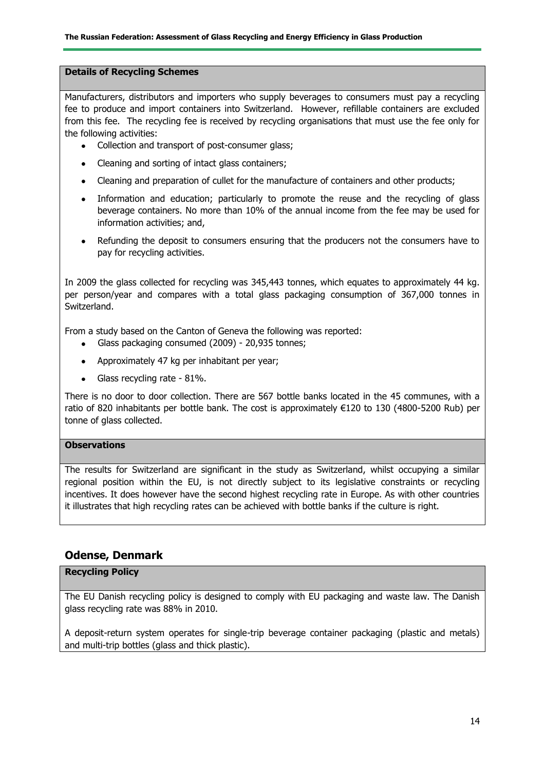**Details of Recycling Schemes**

Manufacturers, distributors and importers who supply beverages to consumers must pay a recycling fee to produce and import containers into Switzerland. However, refillable containers are excluded from this fee. The recycling fee is received by recycling organisations that must use the fee only for the following activities:

- Collection and transport of post-consumer glass;
- Cleaning and sorting of intact glass containers;
- Cleaning and preparation of cullet for the manufacture of containers and other products;
- Information and education; particularly to promote the reuse and the recycling of glass beverage containers. No more than 10% of the annual income from the fee may be used for information activities; and,
- Refunding the deposit to consumers ensuring that the producers not the consumers have to pay for recycling activities.

In 2009 the glass collected for recycling was 345,443 tonnes, which equates to approximately 44 kg. per person/year and compares with a total glass packaging consumption of 367,000 tonnes in Switzerland.

From a study based on the Canton of Geneva the following was reported:

- Glass packaging consumed (2009) - 20,935 tonnes;
- Approximately 47 kg per inhabitant per year;
- Glass recycling rate - 81%.

There is no door to door collection. There are 567 bottle banks located in the 45 communes, with a ratio of 820 inhabitants per bottle bank. The cost is approximately €120 to 130 (4800-5200 Rub) per tonne of glass collected.

**Observations**

The results for Switzerland are significant in the study as Switzerland, whilst occupying a similar regional position within the EU, is not directly subject to its legislative constraints or recycling incentives. It does however have the second highest recycling rate in Europe. As with other countries it illustrates that high recycling rates can be achieved with bottle banks if the culture is right.

## Odense, Denmark

**Recycling Policy**

The EU Danish recycling policy is designed to comply with EU packaging and waste law. The Danish glass recycling rate was 88% in 2010.

A deposit-return system operates for single-trip beverage container packaging (plastic and metals) and multi-trip bottles (glass and thick plastic).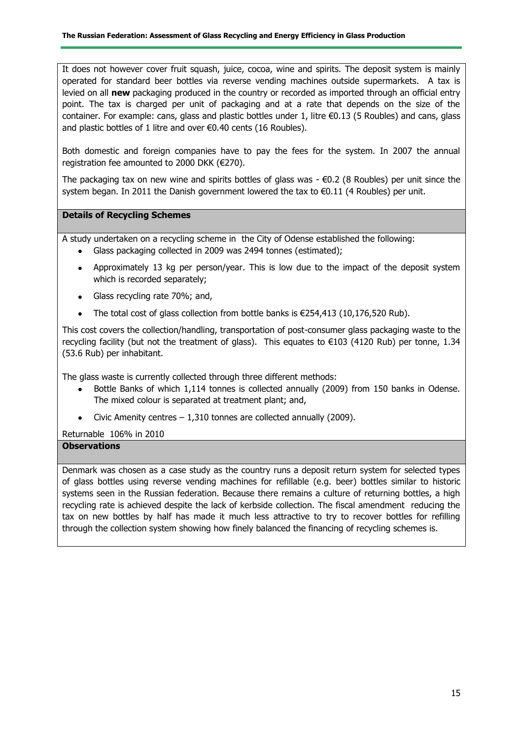It does not however cover fruit squash, juice, cocoa, wine and spirits. The deposit system is mainly operated for standard beer bottles via reverse vending machines outside supermarkets. A tax is levied on all **new** packaging produced in the country or recorded as imported through an official entry point. The tax is charged per unit of packaging and at a rate that depends on the size of the container. For example: cans, glass and plastic bottles under 1, litre €0.13 (5 Roubles) and cans, glass and plastic bottles of 1 litre and over €0.40 cents (16 Roubles).

Both domestic and foreign companies have to pay the fees for the system. In 2007 the annual registration fee amounted to 2000 DKK (€270).

The packaging tax on new wine and spirits bottles of glass was - €0.2 (8 Roubles) per unit since the system began. In 2011 the Danish government lowered the tax to €0.11 (4 Roubles) per unit.

**Details of Recycling Schemes**

A study undertaken on a recycling scheme in the City of Odense established the following:

- Glass packaging collected in 2009 was 2494 tonnes (estimated);
- Approximately 13 kg per person/year. This is low due to the impact of the deposit system which is recorded separately;
- Glass recycling rate 70%; and,
- The total cost of glass collection from bottle banks is €254,413 (10,176,520 Rub).

This cost covers the collection/handling, transportation of post-consumer glass packaging waste to the recycling facility (but not the treatment of glass). This equates to €103 (4120 Rub) per tonne, 1.34 (53.6 Rub) per inhabitant.

The glass waste is currently collected through three different methods:

- Bottle Banks of which 1,114 tonnes is collected annually (2009) from 150 banks in Odense. The mixed colour is separated at treatment plant; and,
- Civic Amenity centres – 1,310 tonnes are collected annually (2009).

Returnable 106% in 2010

**Observations**

Denmark was chosen as a case study as the country runs a deposit return system for selected types of glass bottles using reverse vending machines for refillable (e.g. beer) bottles similar to historic systems seen in the Russian federation. Because there remains a culture of returning bottles, a high recycling rate is achieved despite the lack of kerbside collection. The fiscal amendment reducing the tax on new bottles by half has made it much less attractive to try to recover bottles for refilling through the collection system showing how finely balanced the financing of recycling schemes is.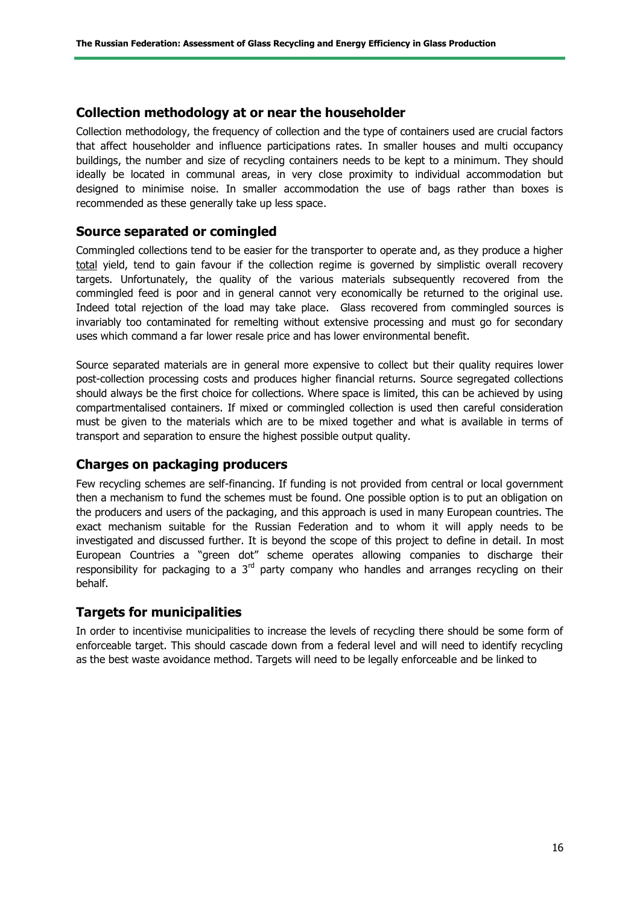## Collection methodology at or near the householder

Collection methodology, the frequency of collection and the type of containers used are crucial factors that affect householder and influence participations rates. In smaller houses and multi occupancy buildings, the number and size of recycling containers needs to be kept to a minimum. They should ideally be located in communal areas, in very close proximity to individual accommodation but designed to minimise noise. In smaller accommodation the use of bags rather than boxes is recommended as these generally take up less space.

## Source separated or comingled

Commingled collections tend to be easier for the transporter to operate and, as they produce a higher <u>total</u> yield, tend to gain favour if the collection regime is governed by simplistic overall recovery targets. Unfortunately, the quality of the various materials subsequently recovered from the commingled feed is poor and in general cannot very economically be returned to the original use. Indeed total rejection of the load may take place. Glass recovered from commingled sources is invariably too contaminated for remelting without extensive processing and must go for secondary uses which command a far lower resale price and has lower environmental benefit.

Source separated materials are in general more expensive to collect but their quality requires lower post-collection processing costs and produces higher financial returns. Source segregated collections should always be the first choice for collections. Where space is limited, this can be achieved by using compartmentalised containers. If mixed or commingled collection is used then careful consideration must be given to the materials which are to be mixed together and what is available in terms of transport and separation to ensure the highest possible output quality.

## Charges on packaging producers

Few recycling schemes are self-financing. If funding is not provided from central or local government then a mechanism to fund the schemes must be found. One possible option is to put an obligation on the producers and users of the packaging, and this approach is used in many European countries. The exact mechanism suitable for the Russian Federation and to whom it will apply needs to be investigated and discussed further. It is beyond the scope of this project to define in detail. In most European Countries a "green dot" scheme operates allowing companies to discharge their responsibility for packaging to a 3rd party company who handles and arranges recycling on their behalf.

## Targets for municipalities

In order to incentivise municipalities to increase the levels of recycling there should be some form of enforceable target. This should cascade down from a federal level and will need to identify recycling as the best waste avoidance method. Targets will need to be legally enforceable and be linked to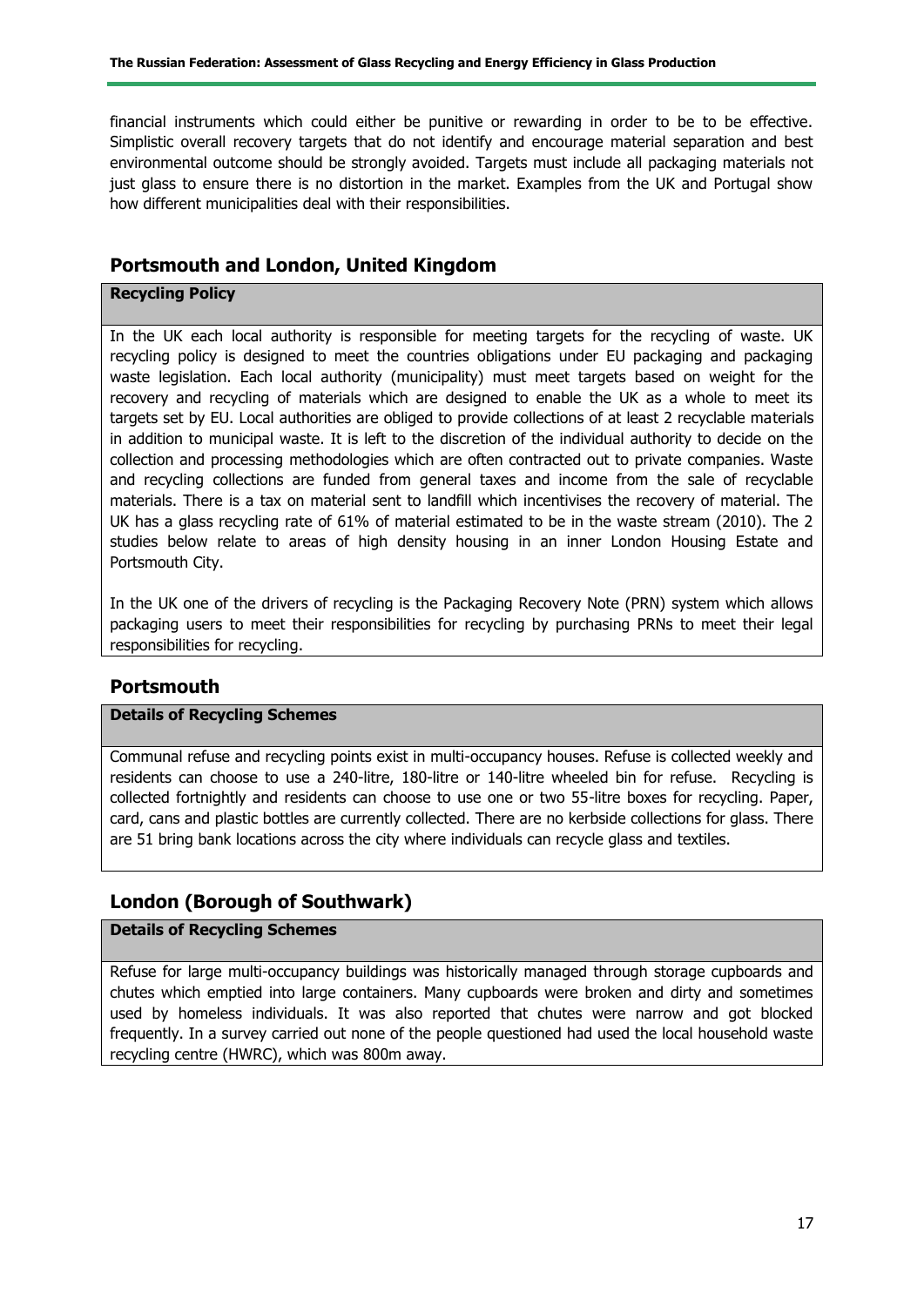financial instruments which could either be punitive or rewarding in order to be to be effective. Simplistic overall recovery targets that do not identify and encourage material separation and best environmental outcome should be strongly avoided. Targets must include all packaging materials not just glass to ensure there is no distortion in the market. Examples from the UK and Portugal show how different municipalities deal with their responsibilities.

## Portsmouth and London, United Kingdom

**Recycling Policy**

In the UK each local authority is responsible for meeting targets for the recycling of waste. UK recycling policy is designed to meet the countries obligations under EU packaging and packaging waste legislation. Each local authority (municipality) must meet targets based on weight for the recovery and recycling of materials which are designed to enable the UK as a whole to meet its targets set by EU. Local authorities are obliged to provide collections of at least 2 recyclable materials in addition to municipal waste. It is left to the discretion of the individual authority to decide on the collection and processing methodologies which are often contracted out to private companies. Waste and recycling collections are funded from general taxes and income from the sale of recyclable materials. There is a tax on material sent to landfill which incentivises the recovery of material. The UK has a glass recycling rate of 61% of material estimated to be in the waste stream (2010). The 2 studies below relate to areas of high density housing in an inner London Housing Estate and Portsmouth City.

In the UK one of the drivers of recycling is the Packaging Recovery Note (PRN) system which allows packaging users to meet their responsibilities for recycling by purchasing PRNs to meet their legal responsibilities for recycling.

## Portsmouth

**Details of Recycling Schemes**

Communal refuse and recycling points exist in multi-occupancy houses. Refuse is collected weekly and residents can choose to use a 240-litre, 180-litre or 140-litre wheeled bin for refuse. Recycling is collected fortnightly and residents can choose to use one or two 55-litre boxes for recycling. Paper, card, cans and plastic bottles are currently collected. There are no kerbside collections for glass. There are 51 bring bank locations across the city where individuals can recycle glass and textiles.

## London (Borough of Southwark)

**Details of Recycling Schemes**

Refuse for large multi-occupancy buildings was historically managed through storage cupboards and chutes which emptied into large containers. Many cupboards were broken and dirty and sometimes used by homeless individuals. It was also reported that chutes were narrow and got blocked frequently. In a survey carried out none of the people questioned had used the local household waste recycling centre (HWRC), which was 800m away.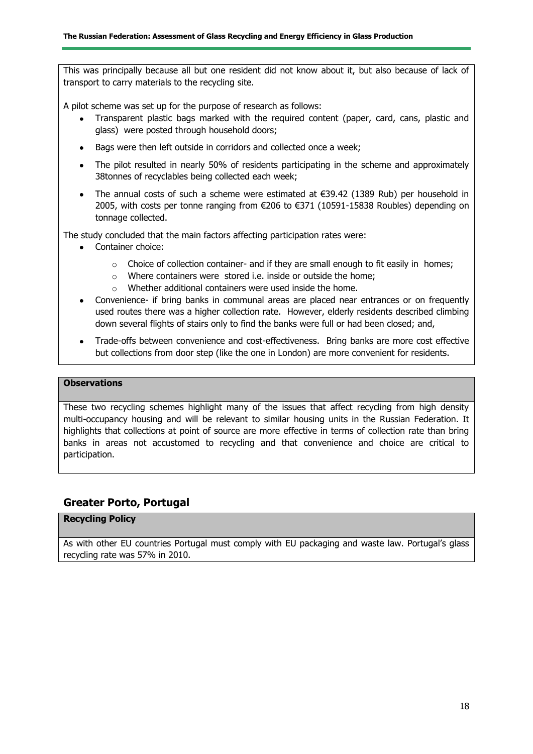This was principally because all but one resident did not know about it, but also because of lack of transport to carry materials to the recycling site.

A pilot scheme was set up for the purpose of research as follows:

- Transparent plastic bags marked with the required content (paper, card, cans, plastic and glass) were posted through household doors;
- Bags were then left outside in corridors and collected once a week;
- The pilot resulted in nearly 50% of residents participating in the scheme and approximately 38tonnes of recyclables being collected each week;
- The annual costs of such a scheme were estimated at €39.42 (1389 Rub) per household in 2005, with costs per tonne ranging from €206 to €371 (10591-15838 Roubles) depending on tonnage collected.

The study concluded that the main factors affecting participation rates were:

- Container choice:
  - Choice of collection container- and if they are small enough to fit easily in homes;
  - Where containers were stored i.e. inside or outside the home;
  - Whether additional containers were used inside the home.
- Convenience- if bring banks in communal areas are placed near entrances or on frequently used routes there was a higher collection rate. However, elderly residents described climbing down several flights of stairs only to find the banks were full or had been closed; and,
- Trade-offs between convenience and cost-effectiveness. Bring banks are more cost effective but collections from door step (like the one in London) are more convenient for residents.

**Observations**

These two recycling schemes highlight many of the issues that affect recycling from high density multi-occupancy housing and will be relevant to similar housing units in the Russian Federation. It highlights that collections at point of source are more effective in terms of collection rate than bring banks in areas not accustomed to recycling and that convenience and choice are critical to participation.

## Greater Porto, Portugal

**Recycling Policy**

As with other EU countries Portugal must comply with EU packaging and waste law. Portugal's glass recycling rate was 57% in 2010.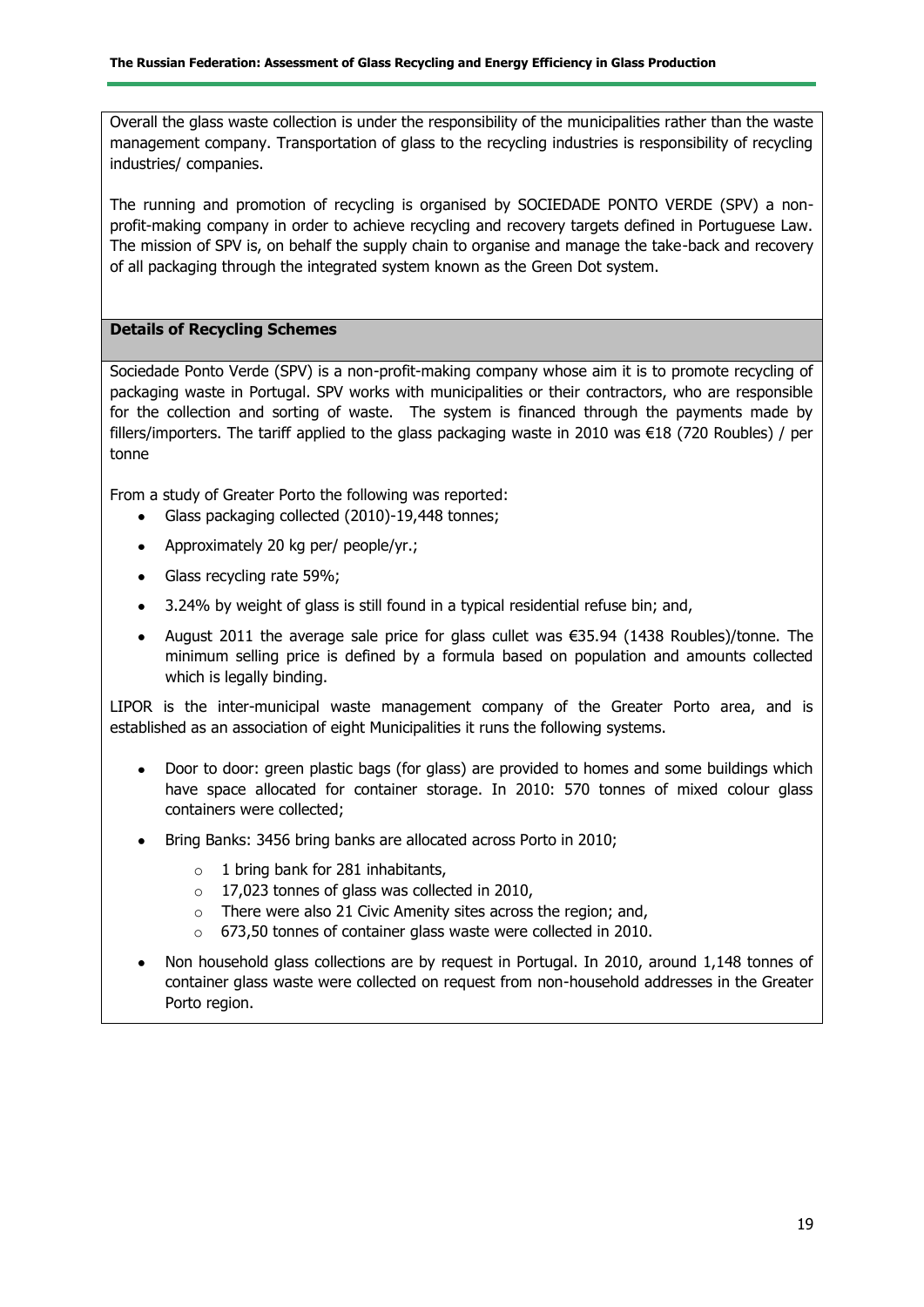Overall the glass waste collection is under the responsibility of the municipalities rather than the waste management company. Transportation of glass to the recycling industries is responsibility of recycling industries/ companies.

The running and promotion of recycling is organised by SOCIEDADE PONTO VERDE (SPV) a non-profit-making company in order to achieve recycling and recovery targets defined in Portuguese Law. The mission of SPV is, on behalf the supply chain to organise and manage the take-back and recovery of all packaging through the integrated system known as the Green Dot system.

**Details of Recycling Schemes**

Sociedade Ponto Verde (SPV) is a non-profit-making company whose aim it is to promote recycling of packaging waste in Portugal. SPV works with municipalities or their contractors, who are responsible for the collection and sorting of waste. The system is financed through the payments made by fillers/importers. The tariff applied to the glass packaging waste in 2010 was €18 (720 Roubles) / per tonne

From a study of Greater Porto the following was reported:

- Glass packaging collected (2010)-19,448 tonnes;
- Approximately 20 kg per/ people/yr.;
- Glass recycling rate 59%;
- 3.24% by weight of glass is still found in a typical residential refuse bin; and,
- August 2011 the average sale price for glass cullet was €35.94 (1438 Roubles)/tonne. The minimum selling price is defined by a formula based on population and amounts collected which is legally binding.

LIPOR is the inter-municipal waste management company of the Greater Porto area, and is established as an association of eight Municipalities it runs the following systems.

- Door to door: green plastic bags (for glass) are provided to homes and some buildings which have space allocated for container storage. In 2010: 570 tonnes of mixed colour glass containers were collected;
- Bring Banks: 3456 bring banks are allocated across Porto in 2010;
    - 1 bring bank for 281 inhabitants,
    - 17,023 tonnes of glass was collected in 2010,
    - There were also 21 Civic Amenity sites across the region; and,
    - 673,50 tonnes of container glass waste were collected in 2010.
- Non household glass collections are by request in Portugal. In 2010, around 1,148 tonnes of container glass waste were collected on request from non-household addresses in the Greater Porto region.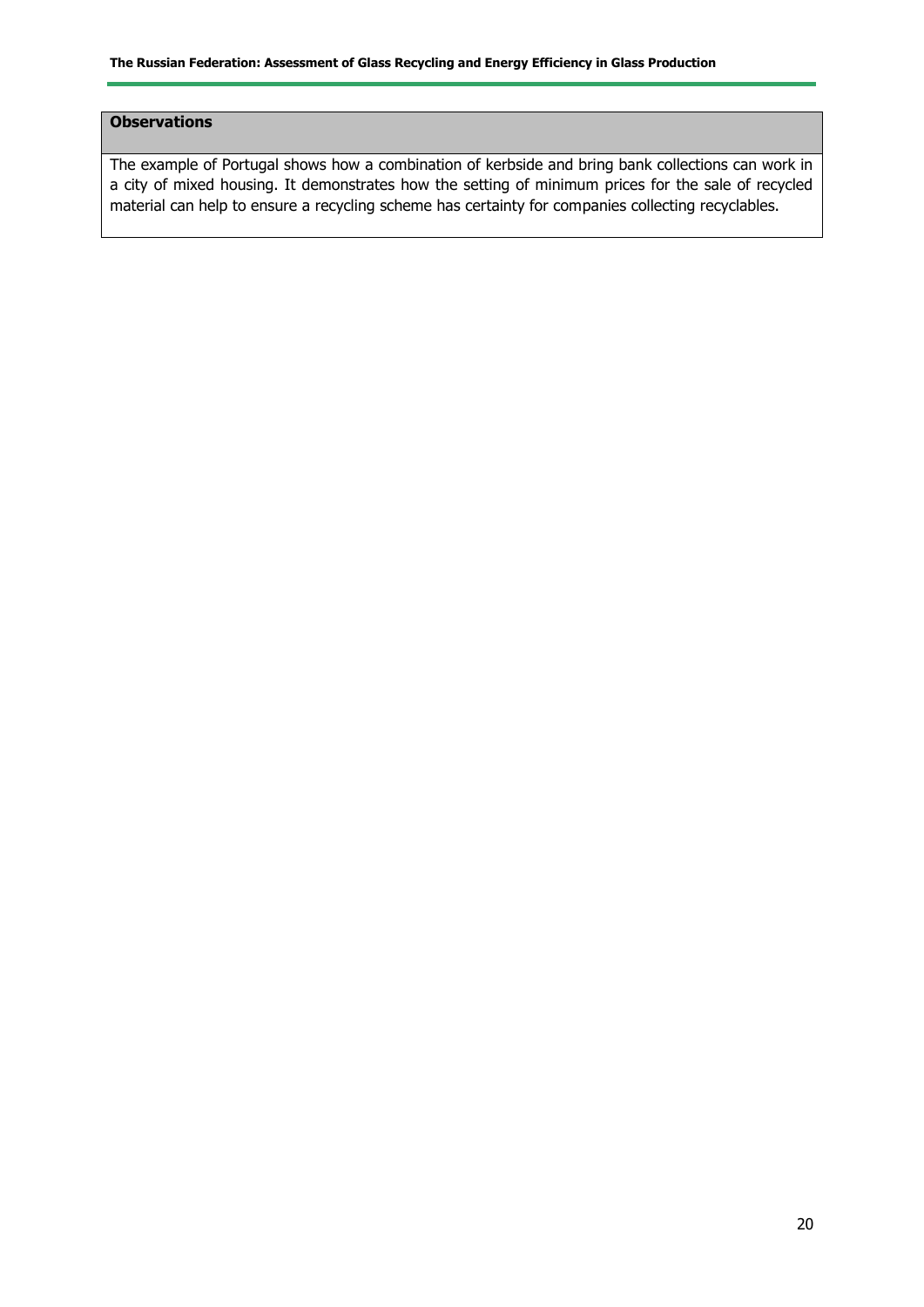| **Observations** |
| --- |
| The example of Portugal shows how a combination of kerbside and bring bank collections can work in a city of mixed housing. It demonstrates how the setting of minimum prices for the sale of recycled material can help to ensure a recycling scheme has certainty for companies collecting recyclables. |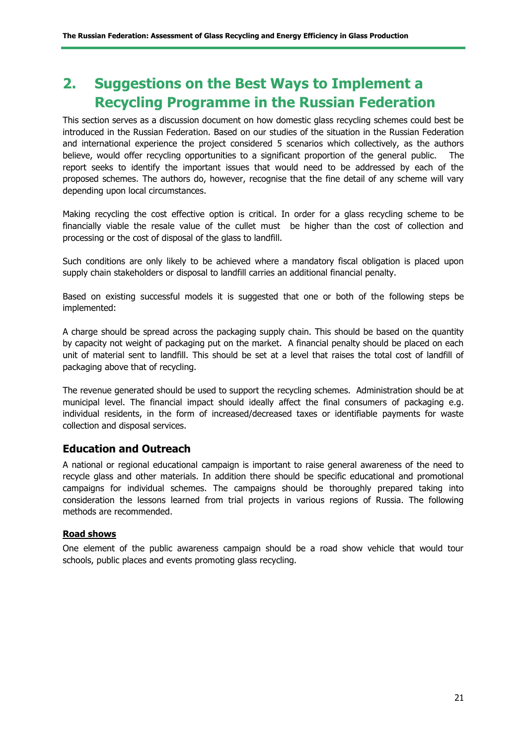# 2. Suggestions on the Best Ways to Implement a Recycling Programme in the Russian Federation

This section serves as a discussion document on how domestic glass recycling schemes could best be introduced in the Russian Federation. Based on our studies of the situation in the Russian Federation and international experience the project considered 5 scenarios which collectively, as the authors believe, would offer recycling opportunities to a significant proportion of the general public. The report seeks to identify the important issues that would need to be addressed by each of the proposed schemes. The authors do, however, recognise that the fine detail of any scheme will vary depending upon local circumstances.

Making recycling the cost effective option is critical. In order for a glass recycling scheme to be financially viable the resale value of the cullet must be higher than the cost of collection and processing or the cost of disposal of the glass to landfill.

Such conditions are only likely to be achieved where a mandatory fiscal obligation is placed upon supply chain stakeholders or disposal to landfill carries an additional financial penalty.

Based on existing successful models it is suggested that one or both of the following steps be implemented:

A charge should be spread across the packaging supply chain. This should be based on the quantity by capacity not weight of packaging put on the market. A financial penalty should be placed on each unit of material sent to landfill. This should be set at a level that raises the total cost of landfill of packaging above that of recycling.

The revenue generated should be used to support the recycling schemes. Administration should be at municipal level. The financial impact should ideally affect the final consumers of packaging e.g. individual residents, in the form of increased/decreased taxes or identifiable payments for waste collection and disposal services.

## Education and Outreach

A national or regional educational campaign is important to raise general awareness of the need to recycle glass and other materials. In addition there should be specific educational and promotional campaigns for individual schemes. The campaigns should be thoroughly prepared taking into consideration the lessons learned from trial projects in various regions of Russia. The following methods are recommended.

**Road shows**

One element of the public awareness campaign should be a road show vehicle that would tour schools, public places and events promoting glass recycling.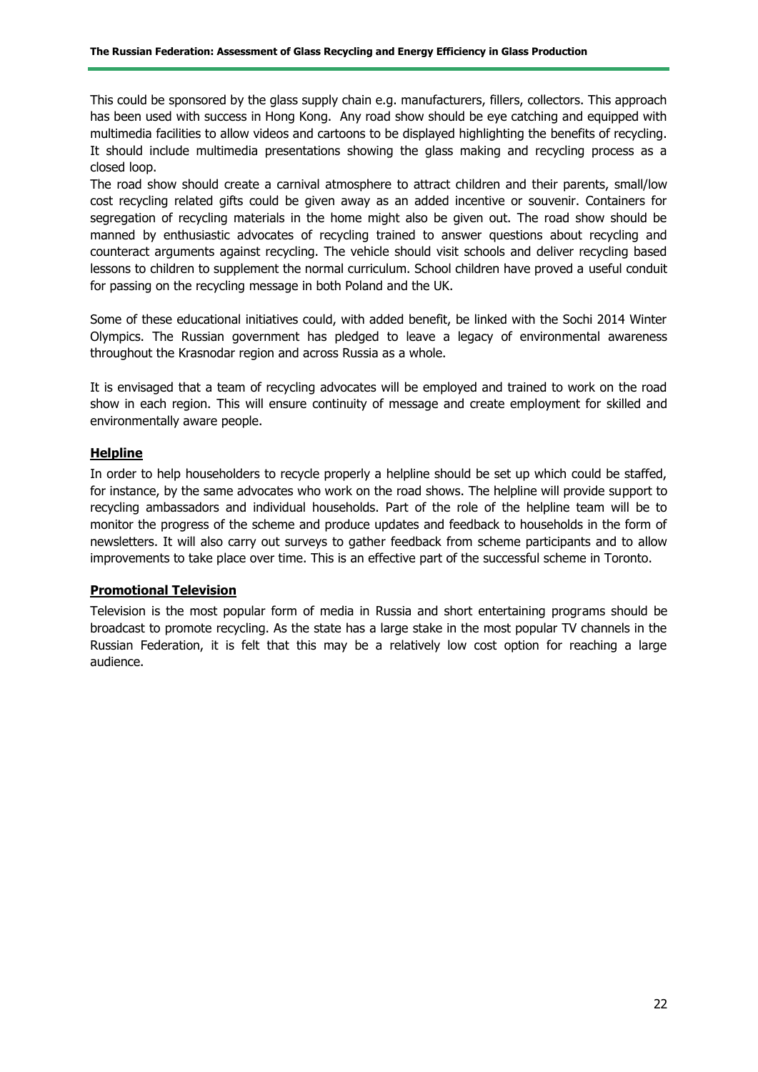This could be sponsored by the glass supply chain e.g. manufacturers, fillers, collectors. This approach has been used with success in Hong Kong. Any road show should be eye catching and equipped with multimedia facilities to allow videos and cartoons to be displayed highlighting the benefits of recycling. It should include multimedia presentations showing the glass making and recycling process as a closed loop.

The road show should create a carnival atmosphere to attract children and their parents, small/low cost recycling related gifts could be given away as an added incentive or souvenir. Containers for segregation of recycling materials in the home might also be given out. The road show should be manned by enthusiastic advocates of recycling trained to answer questions about recycling and counteract arguments against recycling. The vehicle should visit schools and deliver recycling based lessons to children to supplement the normal curriculum. School children have proved a useful conduit for passing on the recycling message in both Poland and the UK.

Some of these educational initiatives could, with added benefit, be linked with the Sochi 2014 Winter Olympics. The Russian government has pledged to leave a legacy of environmental awareness throughout the Krasnodar region and across Russia as a whole.

It is envisaged that a team of recycling advocates will be employed and trained to work on the road show in each region. This will ensure continuity of message and create employment for skilled and environmentally aware people.

## Helpline

In order to help householders to recycle properly a helpline should be set up which could be staffed, for instance, by the same advocates who work on the road shows. The helpline will provide support to recycling ambassadors and individual households. Part of the role of the helpline team will be to monitor the progress of the scheme and produce updates and feedback to households in the form of newsletters. It will also carry out surveys to gather feedback from scheme participants and to allow improvements to take place over time. This is an effective part of the successful scheme in Toronto.

## Promotional Television

Television is the most popular form of media in Russia and short entertaining programs should be broadcast to promote recycling. As the state has a large stake in the most popular TV channels in the Russian Federation, it is felt that this may be a relatively low cost option for reaching a large audience.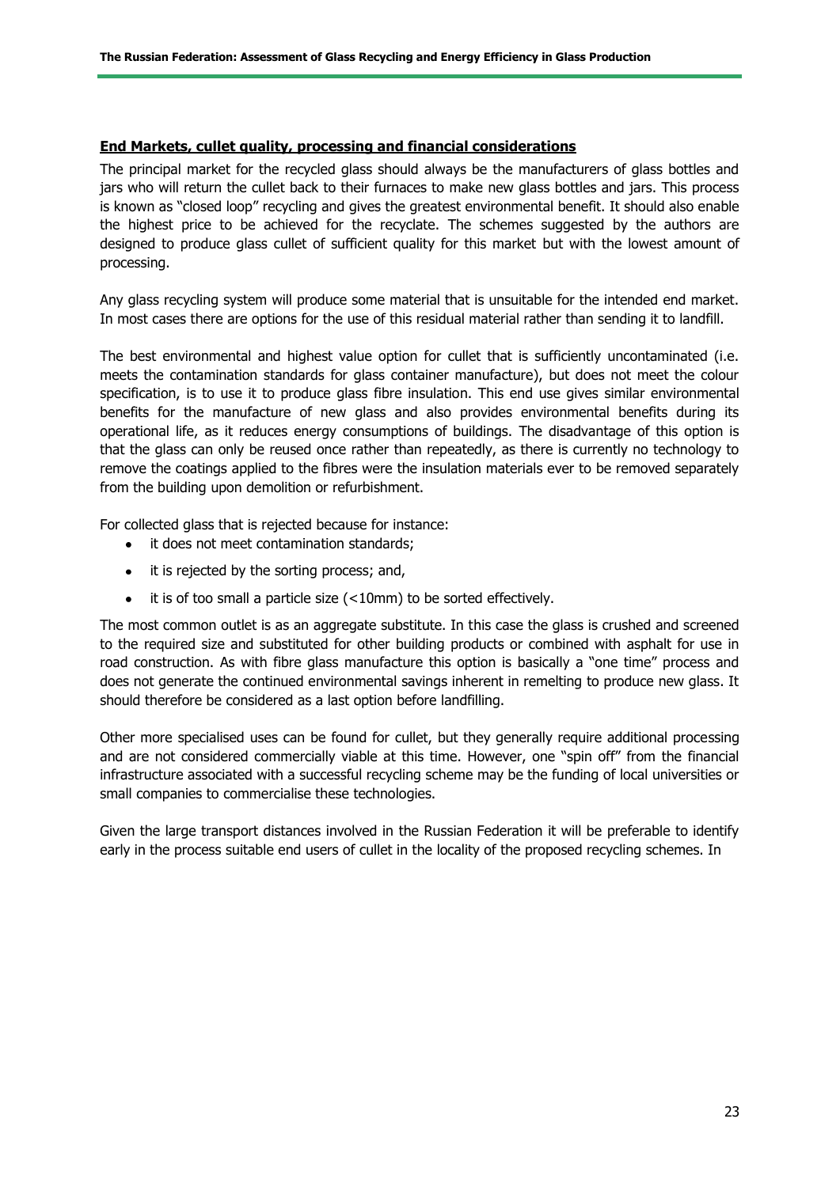**End Markets, cullet quality, processing and financial considerations**

The principal market for the recycled glass should always be the manufacturers of glass bottles and jars who will return the cullet back to their furnaces to make new glass bottles and jars. This process is known as "closed loop" recycling and gives the greatest environmental benefit. It should also enable the highest price to be achieved for the recyclate. The schemes suggested by the authors are designed to produce glass cullet of sufficient quality for this market but with the lowest amount of processing.

Any glass recycling system will produce some material that is unsuitable for the intended end market. In most cases there are options for the use of this residual material rather than sending it to landfill.

The best environmental and highest value option for cullet that is sufficiently uncontaminated (i.e. meets the contamination standards for glass container manufacture), but does not meet the colour specification, is to use it to produce glass fibre insulation. This end use gives similar environmental benefits for the manufacture of new glass and also provides environmental benefits during its operational life, as it reduces energy consumptions of buildings. The disadvantage of this option is that the glass can only be reused once rather than repeatedly, as there is currently no technology to remove the coatings applied to the fibres were the insulation materials ever to be removed separately from the building upon demolition or refurbishment.

For collected glass that is rejected because for instance:

- it does not meet contamination standards;
- it is rejected by the sorting process; and,
- it is of too small a particle size (<10mm) to be sorted effectively.

The most common outlet is as an aggregate substitute. In this case the glass is crushed and screened to the required size and substituted for other building products or combined with asphalt for use in road construction. As with fibre glass manufacture this option is basically a "one time" process and does not generate the continued environmental savings inherent in remelting to produce new glass. It should therefore be considered as a last option before landfilling.

Other more specialised uses can be found for cullet, but they generally require additional processing and are not considered commercially viable at this time. However, one "spin off" from the financial infrastructure associated with a successful recycling scheme may be the funding of local universities or small companies to commercialise these technologies.

Given the large transport distances involved in the Russian Federation it will be preferable to identify early in the process suitable end users of cullet in the locality of the proposed recycling schemes. In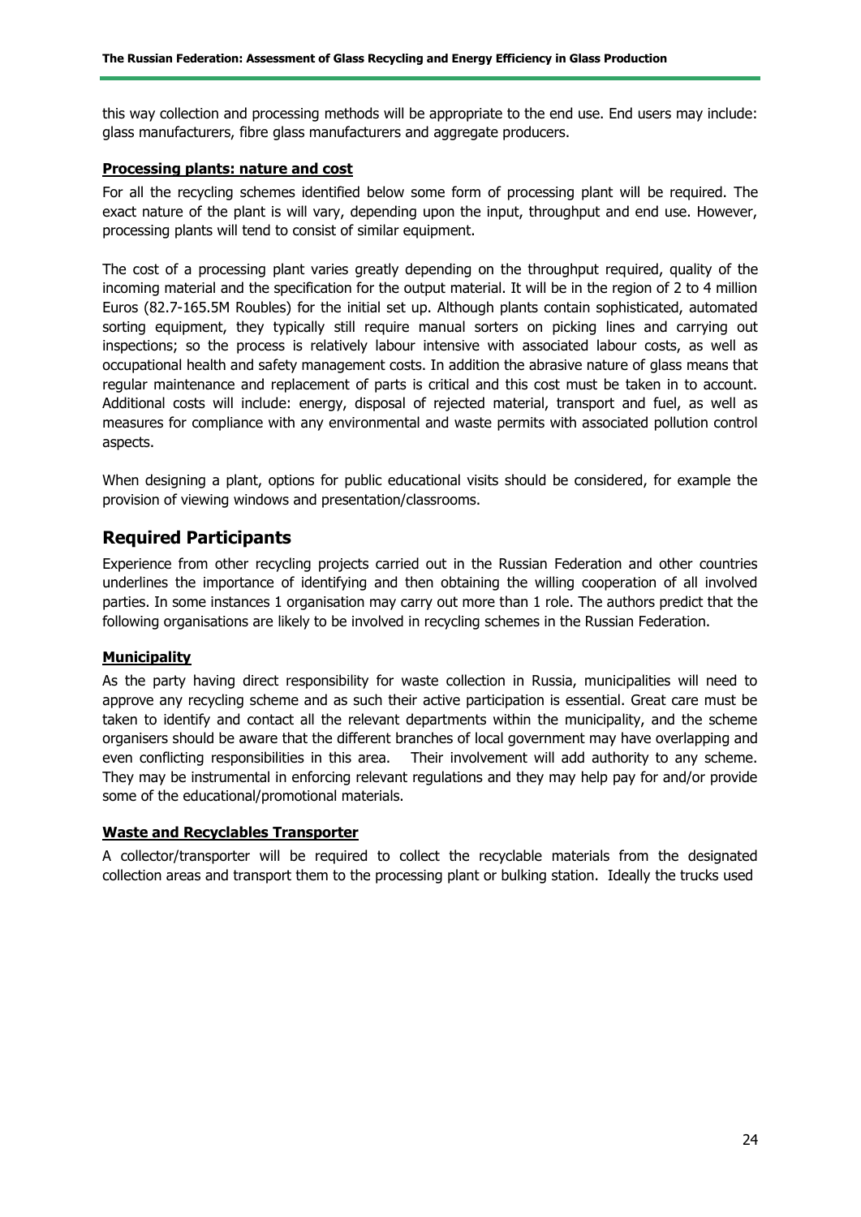this way collection and processing methods will be appropriate to the end use. End users may include: glass manufacturers, fibre glass manufacturers and aggregate producers.

**Processing plants: nature and cost**

For all the recycling schemes identified below some form of processing plant will be required. The exact nature of the plant is will vary, depending upon the input, throughput and end use. However, processing plants will tend to consist of similar equipment.

The cost of a processing plant varies greatly depending on the throughput required, quality of the incoming material and the specification for the output material. It will be in the region of 2 to 4 million Euros (82.7-165.5M Roubles) for the initial set up. Although plants contain sophisticated, automated sorting equipment, they typically still require manual sorters on picking lines and carrying out inspections; so the process is relatively labour intensive with associated labour costs, as well as occupational health and safety management costs. In addition the abrasive nature of glass means that regular maintenance and replacement of parts is critical and this cost must be taken in to account. Additional costs will include: energy, disposal of rejected material, transport and fuel, as well as measures for compliance with any environmental and waste permits with associated pollution control aspects.

When designing a plant, options for public educational visits should be considered, for example the provision of viewing windows and presentation/classrooms.

## Required Participants

Experience from other recycling projects carried out in the Russian Federation and other countries underlines the importance of identifying and then obtaining the willing cooperation of all involved parties. In some instances 1 organisation may carry out more than 1 role. The authors predict that the following organisations are likely to be involved in recycling schemes in the Russian Federation.

**Municipality**

As the party having direct responsibility for waste collection in Russia, municipalities will need to approve any recycling scheme and as such their active participation is essential. Great care must be taken to identify and contact all the relevant departments within the municipality, and the scheme organisers should be aware that the different branches of local government may have overlapping and even conflicting responsibilities in this area. Their involvement will add authority to any scheme. They may be instrumental in enforcing relevant regulations and they may help pay for and/or provide some of the educational/promotional materials.

**Waste and Recyclables Transporter**

A collector/transporter will be required to collect the recyclable materials from the designated collection areas and transport them to the processing plant or bulking station. Ideally the trucks used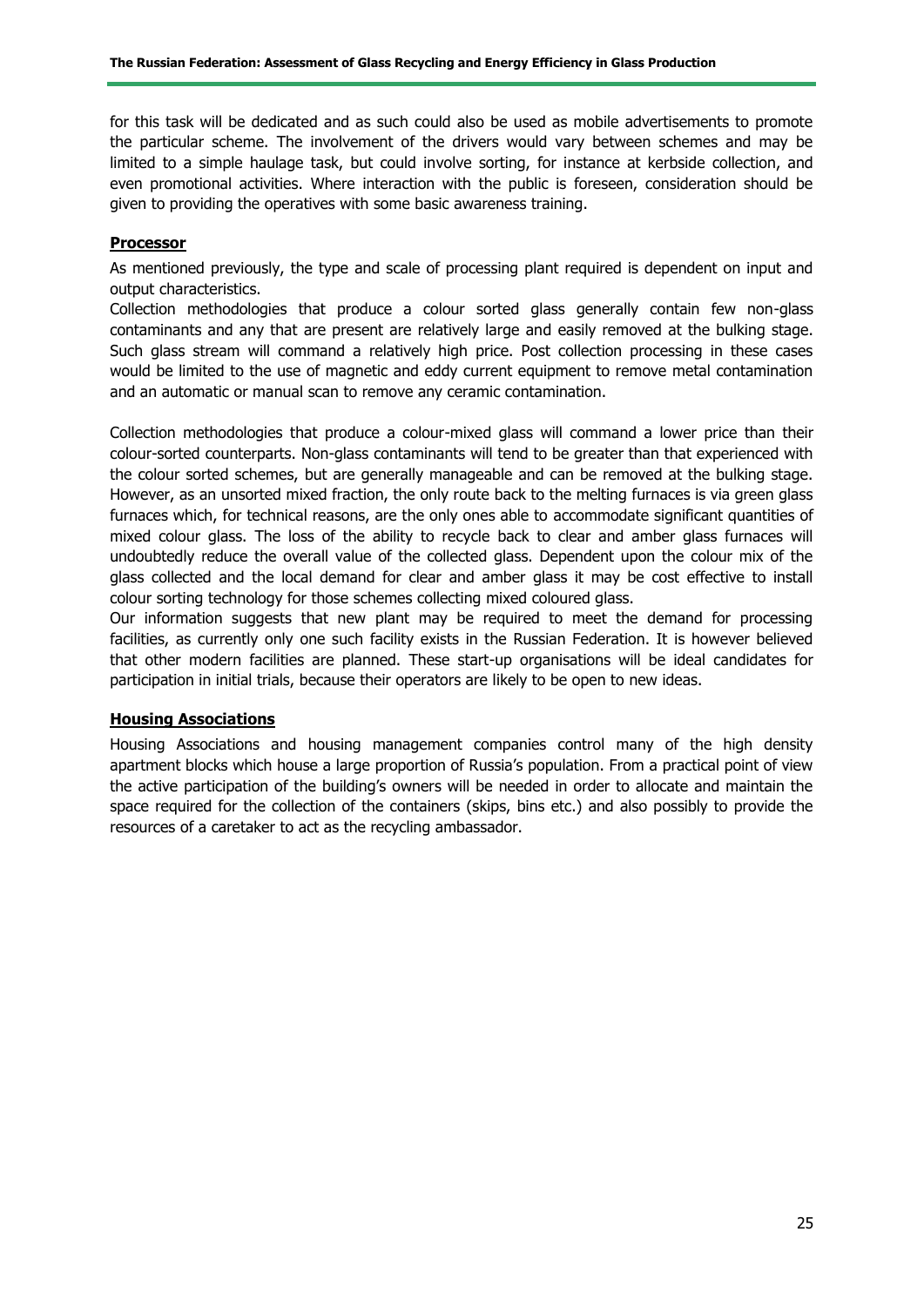for this task will be dedicated and as such could also be used as mobile advertisements to promote the particular scheme. The involvement of the drivers would vary between schemes and may be limited to a simple haulage task, but could involve sorting, for instance at kerbside collection, and even promotional activities. Where interaction with the public is foreseen, consideration should be given to providing the operatives with some basic awareness training.

**Processor**

As mentioned previously, the type and scale of processing plant required is dependent on input and output characteristics.

Collection methodologies that produce a colour sorted glass generally contain few non-glass contaminants and any that are present are relatively large and easily removed at the bulking stage. Such glass stream will command a relatively high price. Post collection processing in these cases would be limited to the use of magnetic and eddy current equipment to remove metal contamination and an automatic or manual scan to remove any ceramic contamination.

Collection methodologies that produce a colour-mixed glass will command a lower price than their colour-sorted counterparts. Non-glass contaminants will tend to be greater than that experienced with the colour sorted schemes, but are generally manageable and can be removed at the bulking stage. However, as an unsorted mixed fraction, the only route back to the melting furnaces is via green glass furnaces which, for technical reasons, are the only ones able to accommodate significant quantities of mixed colour glass. The loss of the ability to recycle back to clear and amber glass furnaces will undoubtedly reduce the overall value of the collected glass. Dependent upon the colour mix of the glass collected and the local demand for clear and amber glass it may be cost effective to install colour sorting technology for those schemes collecting mixed coloured glass.

Our information suggests that new plant may be required to meet the demand for processing facilities, as currently only one such facility exists in the Russian Federation. It is however believed that other modern facilities are planned. These start-up organisations will be ideal candidates for participation in initial trials, because their operators are likely to be open to new ideas.

**Housing Associations**

Housing Associations and housing management companies control many of the high density apartment blocks which house a large proportion of Russia's population. From a practical point of view the active participation of the building's owners will be needed in order to allocate and maintain the space required for the collection of the containers (skips, bins etc.) and also possibly to provide the resources of a caretaker to act as the recycling ambassador.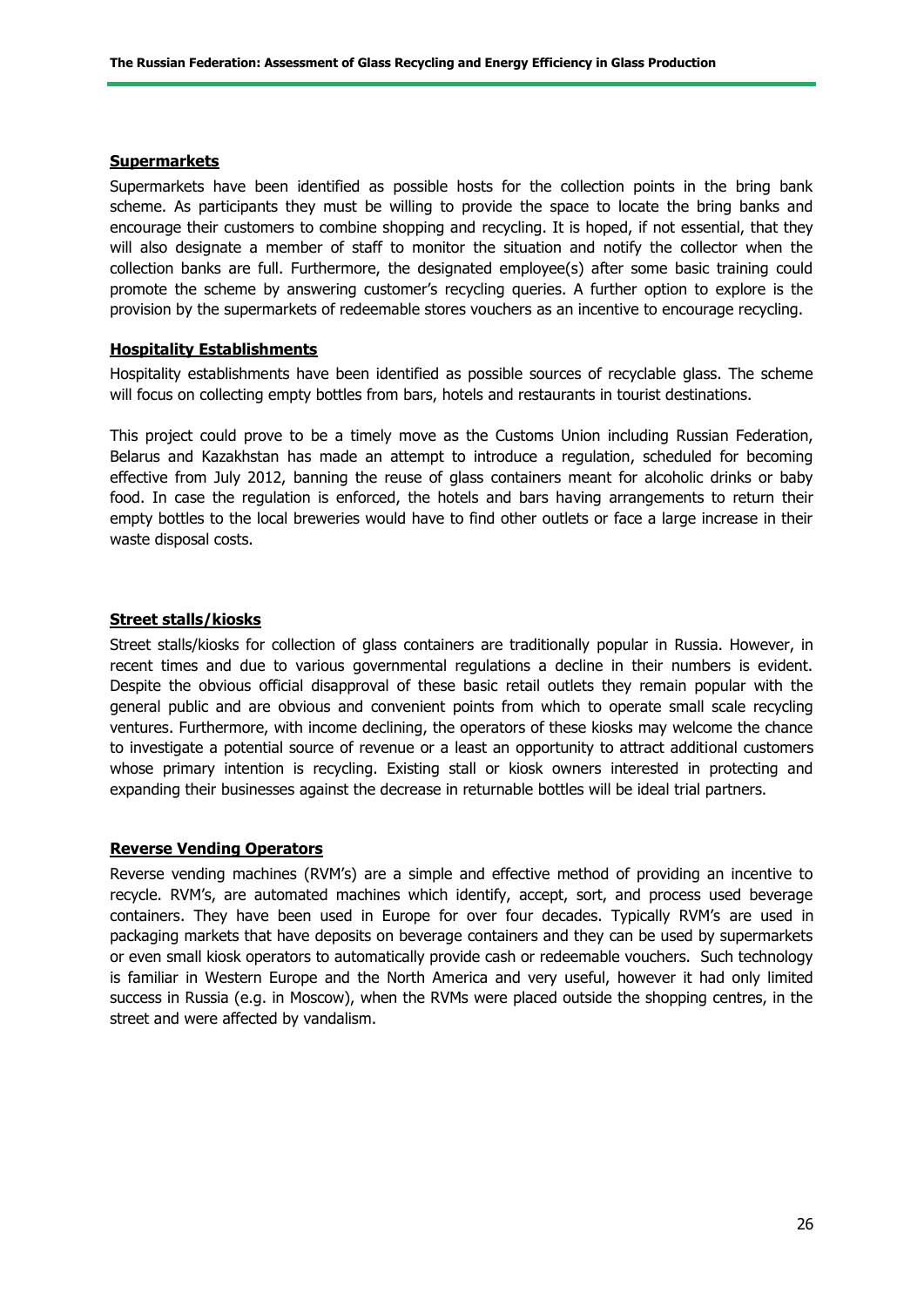**Supermarkets**

Supermarkets have been identified as possible hosts for the collection points in the bring bank scheme. As participants they must be willing to provide the space to locate the bring banks and encourage their customers to combine shopping and recycling. It is hoped, if not essential, that they will also designate a member of staff to monitor the situation and notify the collector when the collection banks are full. Furthermore, the designated employee(s) after some basic training could promote the scheme by answering customer's recycling queries. A further option to explore is the provision by the supermarkets of redeemable stores vouchers as an incentive to encourage recycling.

**Hospitality Establishments**

Hospitality establishments have been identified as possible sources of recyclable glass. The scheme will focus on collecting empty bottles from bars, hotels and restaurants in tourist destinations.

This project could prove to be a timely move as the Customs Union including Russian Federation, Belarus and Kazakhstan has made an attempt to introduce a regulation, scheduled for becoming effective from July 2012, banning the reuse of glass containers meant for alcoholic drinks or baby food. In case the regulation is enforced, the hotels and bars having arrangements to return their empty bottles to the local breweries would have to find other outlets or face a large increase in their waste disposal costs.

**Street stalls/kiosks**

Street stalls/kiosks for collection of glass containers are traditionally popular in Russia. However, in recent times and due to various governmental regulations a decline in their numbers is evident. Despite the obvious official disapproval of these basic retail outlets they remain popular with the general public and are obvious and convenient points from which to operate small scale recycling ventures. Furthermore, with income declining, the operators of these kiosks may welcome the chance to investigate a potential source of revenue or a least an opportunity to attract additional customers whose primary intention is recycling. Existing stall or kiosk owners interested in protecting and expanding their businesses against the decrease in returnable bottles will be ideal trial partners.

**Reverse Vending Operators**

Reverse vending machines (RVM's) are a simple and effective method of providing an incentive to recycle. RVM's, are automated machines which identify, accept, sort, and process used beverage containers. They have been used in Europe for over four decades. Typically RVM's are used in packaging markets that have deposits on beverage containers and they can be used by supermarkets or even small kiosk operators to automatically provide cash or redeemable vouchers. Such technology is familiar in Western Europe and the North America and very useful, however it had only limited success in Russia (e.g. in Moscow), when the RVMs were placed outside the shopping centres, in the street and were affected by vandalism.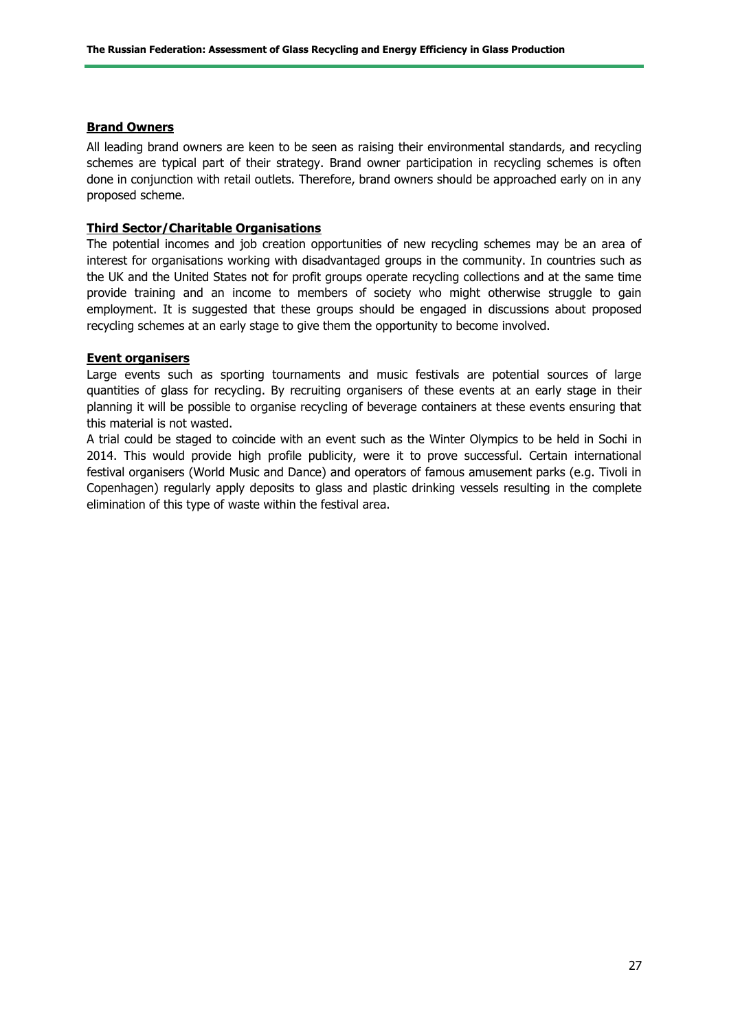**Brand Owners**

All leading brand owners are keen to be seen as raising their environmental standards, and recycling schemes are typical part of their strategy. Brand owner participation in recycling schemes is often done in conjunction with retail outlets. Therefore, brand owners should be approached early on in any proposed scheme.

**Third Sector/Charitable Organisations**

The potential incomes and job creation opportunities of new recycling schemes may be an area of interest for organisations working with disadvantaged groups in the community. In countries such as the UK and the United States not for profit groups operate recycling collections and at the same time provide training and an income to members of society who might otherwise struggle to gain employment. It is suggested that these groups should be engaged in discussions about proposed recycling schemes at an early stage to give them the opportunity to become involved.

**Event organisers**

Large events such as sporting tournaments and music festivals are potential sources of large quantities of glass for recycling. By recruiting organisers of these events at an early stage in their planning it will be possible to organise recycling of beverage containers at these events ensuring that this material is not wasted.

A trial could be staged to coincide with an event such as the Winter Olympics to be held in Sochi in 2014. This would provide high profile publicity, were it to prove successful. Certain international festival organisers (World Music and Dance) and operators of famous amusement parks (e.g. Tivoli in Copenhagen) regularly apply deposits to glass and plastic drinking vessels resulting in the complete elimination of this type of waste within the festival area.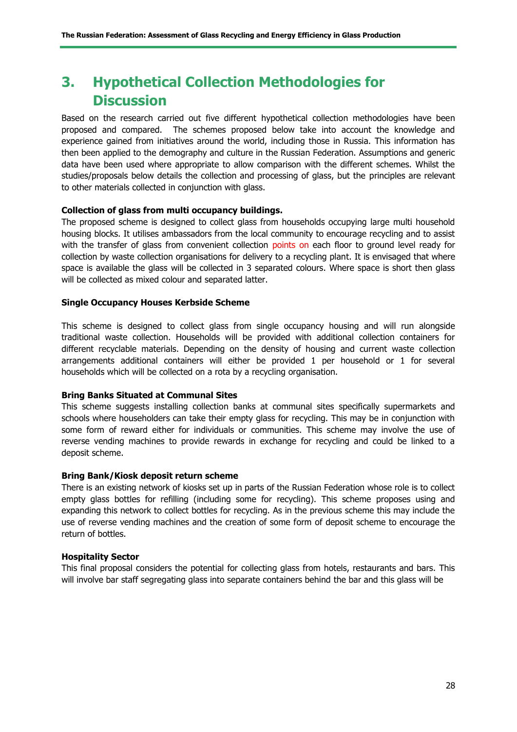# 3. Hypothetical Collection Methodologies for Discussion

Based on the research carried out five different hypothetical collection methodologies have been proposed and compared. The schemes proposed below take into account the knowledge and experience gained from initiatives around the world, including those in Russia. This information has then been applied to the demography and culture in the Russian Federation. Assumptions and generic data have been used where appropriate to allow comparison with the different schemes. Whilst the studies/proposals below details the collection and processing of glass, but the principles are relevant to other materials collected in conjunction with glass.

**Collection of glass from multi occupancy buildings.**

The proposed scheme is designed to collect glass from households occupying large multi household housing blocks. It utilises ambassadors from the local community to encourage recycling and to assist with the transfer of glass from convenient collection points on each floor to ground level ready for collection by waste collection organisations for delivery to a recycling plant. It is envisaged that where space is available the glass will be collected in 3 separated colours. Where space is short then glass will be collected as mixed colour and separated latter.

**Single Occupancy Houses Kerbside Scheme**

This scheme is designed to collect glass from single occupancy housing and will run alongside traditional waste collection. Households will be provided with additional collection containers for different recyclable materials. Depending on the density of housing and current waste collection arrangements additional containers will either be provided 1 per household or 1 for several households which will be collected on a rota by a recycling organisation.

**Bring Banks Situated at Communal Sites**

This scheme suggests installing collection banks at communal sites specifically supermarkets and schools where householders can take their empty glass for recycling. This may be in conjunction with some form of reward either for individuals or communities. This scheme may involve the use of reverse vending machines to provide rewards in exchange for recycling and could be linked to a deposit scheme.

**Bring Bank/Kiosk deposit return scheme**

There is an existing network of kiosks set up in parts of the Russian Federation whose role is to collect empty glass bottles for refilling (including some for recycling). This scheme proposes using and expanding this network to collect bottles for recycling. As in the previous scheme this may include the use of reverse vending machines and the creation of some form of deposit scheme to encourage the return of bottles.

**Hospitality Sector**

This final proposal considers the potential for collecting glass from hotels, restaurants and bars. This will involve bar staff segregating glass into separate containers behind the bar and this glass will be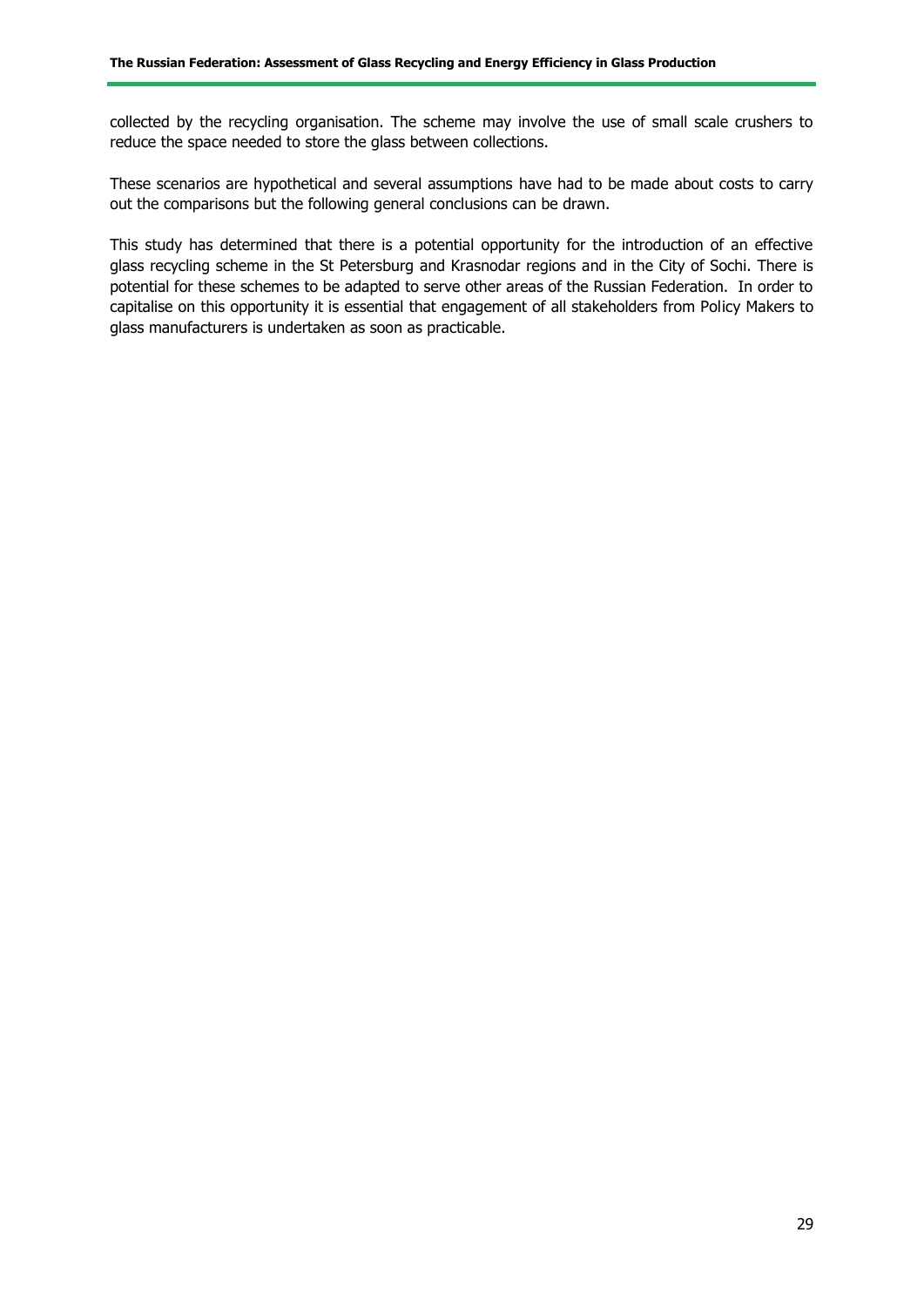collected by the recycling organisation. The scheme may involve the use of small scale crushers to reduce the space needed to store the glass between collections.

These scenarios are hypothetical and several assumptions have had to be made about costs to carry out the comparisons but the following general conclusions can be drawn.

This study has determined that there is a potential opportunity for the introduction of an effective glass recycling scheme in the St Petersburg and Krasnodar regions and in the City of Sochi. There is potential for these schemes to be adapted to serve other areas of the Russian Federation. In order to capitalise on this opportunity it is essential that engagement of all stakeholders from Policy Makers to glass manufacturers is undertaken as soon as practicable.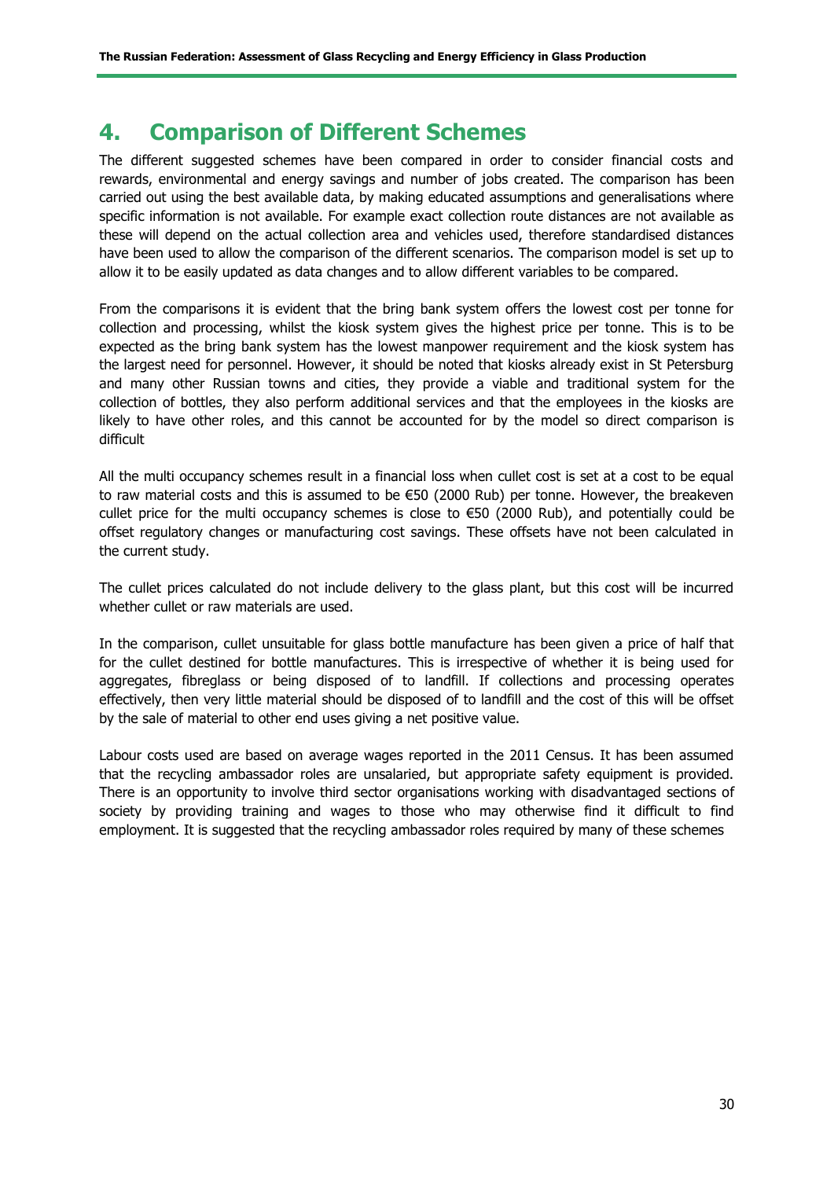# 4. Comparison of Different Schemes

The different suggested schemes have been compared in order to consider financial costs and rewards, environmental and energy savings and number of jobs created. The comparison has been carried out using the best available data, by making educated assumptions and generalisations where specific information is not available. For example exact collection route distances are not available as these will depend on the actual collection area and vehicles used, therefore standardised distances have been used to allow the comparison of the different scenarios. The comparison model is set up to allow it to be easily updated as data changes and to allow different variables to be compared.

From the comparisons it is evident that the bring bank system offers the lowest cost per tonne for collection and processing, whilst the kiosk system gives the highest price per tonne. This is to be expected as the bring bank system has the lowest manpower requirement and the kiosk system has the largest need for personnel. However, it should be noted that kiosks already exist in St Petersburg and many other Russian towns and cities, they provide a viable and traditional system for the collection of bottles, they also perform additional services and that the employees in the kiosks are likely to have other roles, and this cannot be accounted for by the model so direct comparison is difficult

All the multi occupancy schemes result in a financial loss when cullet cost is set at a cost to be equal to raw material costs and this is assumed to be €50 (2000 Rub) per tonne. However, the breakeven cullet price for the multi occupancy schemes is close to €50 (2000 Rub), and potentially could be offset regulatory changes or manufacturing cost savings. These offsets have not been calculated in the current study.

The cullet prices calculated do not include delivery to the glass plant, but this cost will be incurred whether cullet or raw materials are used.

In the comparison, cullet unsuitable for glass bottle manufacture has been given a price of half that for the cullet destined for bottle manufactures. This is irrespective of whether it is being used for aggregates, fibreglass or being disposed of to landfill. If collections and processing operates effectively, then very little material should be disposed of to landfill and the cost of this will be offset by the sale of material to other end uses giving a net positive value.

Labour costs used are based on average wages reported in the 2011 Census. It has been assumed that the recycling ambassador roles are unsalaried, but appropriate safety equipment is provided. There is an opportunity to involve third sector organisations working with disadvantaged sections of society by providing training and wages to those who may otherwise find it difficult to find employment. It is suggested that the recycling ambassador roles required by many of these schemes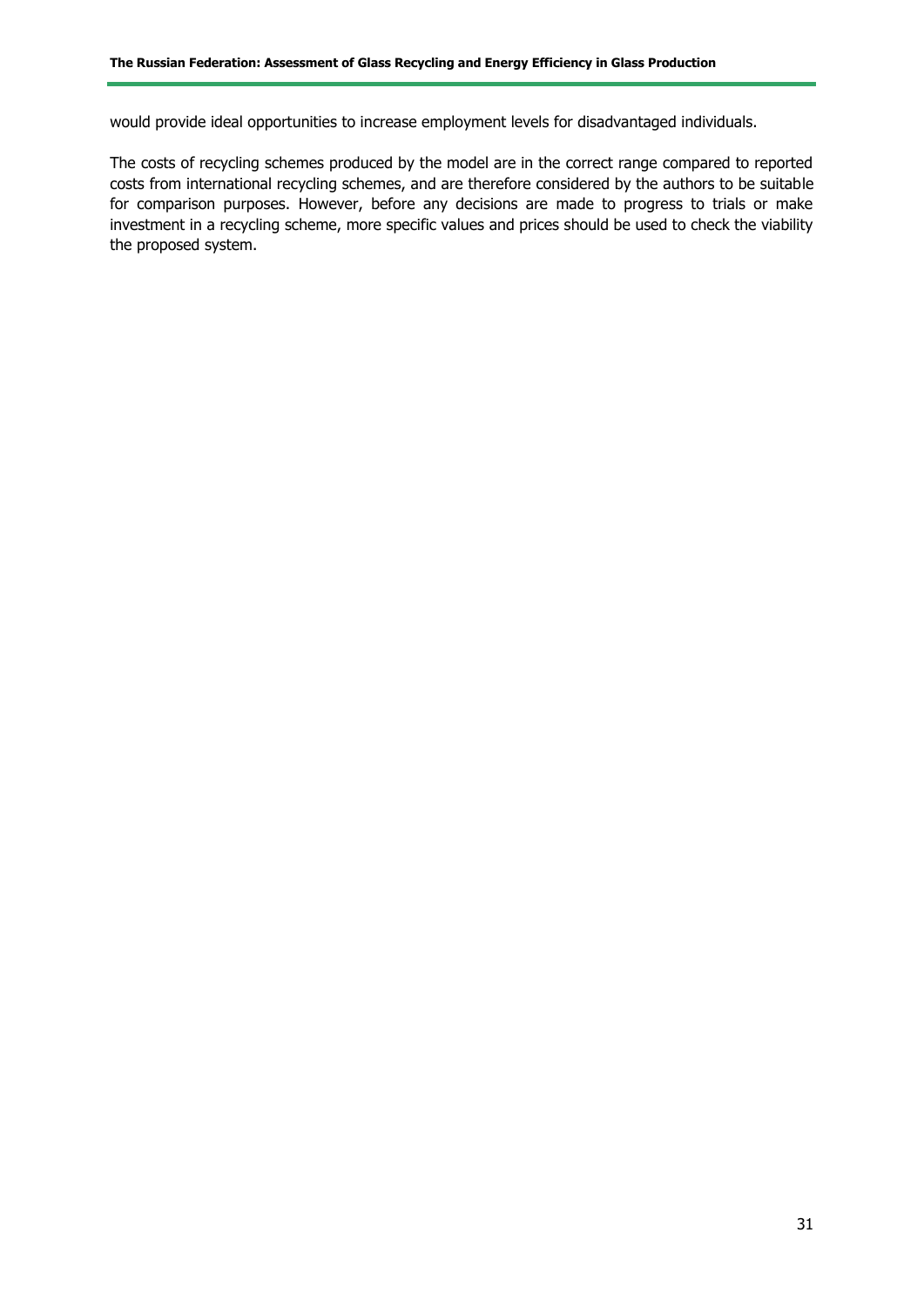would provide ideal opportunities to increase employment levels for disadvantaged individuals.

The costs of recycling schemes produced by the model are in the correct range compared to reported costs from international recycling schemes, and are therefore considered by the authors to be suitable for comparison purposes. However, before any decisions are made to progress to trials or make investment in a recycling scheme, more specific values and prices should be used to check the viability the proposed system.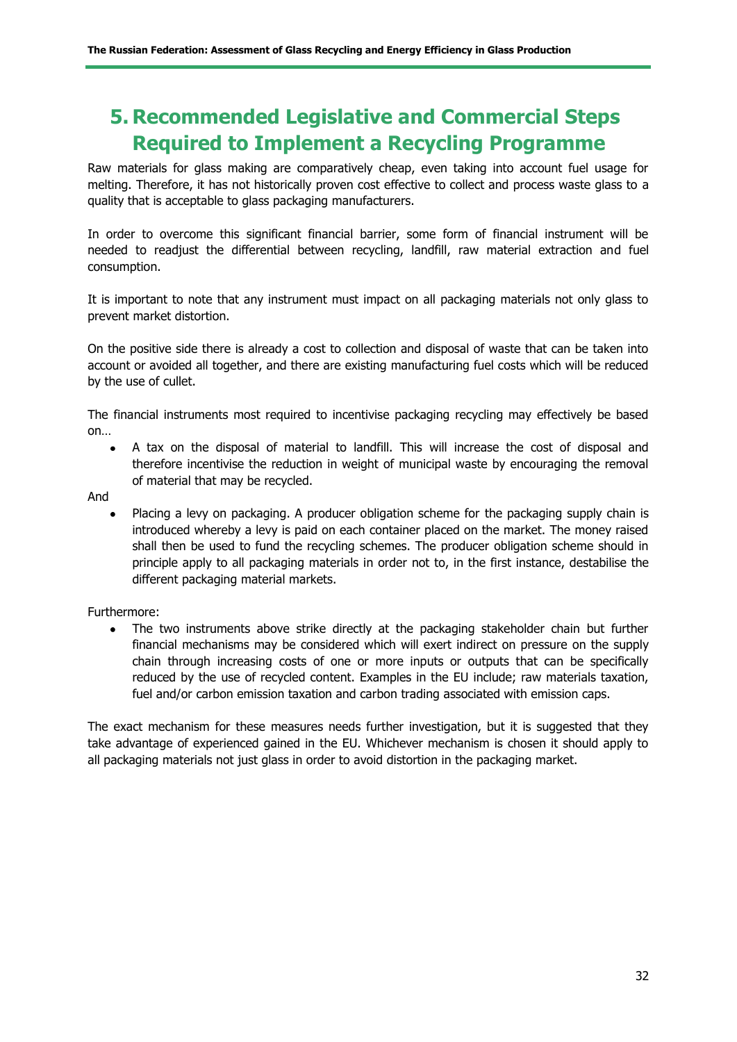# 5. Recommended Legislative and Commercial Steps Required to Implement a Recycling Programme

Raw materials for glass making are comparatively cheap, even taking into account fuel usage for melting. Therefore, it has not historically proven cost effective to collect and process waste glass to a quality that is acceptable to glass packaging manufacturers.

In order to overcome this significant financial barrier, some form of financial instrument will be needed to readjust the differential between recycling, landfill, raw material extraction and fuel consumption.

It is important to note that any instrument must impact on all packaging materials not only glass to prevent market distortion.

On the positive side there is already a cost to collection and disposal of waste that can be taken into account or avoided all together, and there are existing manufacturing fuel costs which will be reduced by the use of cullet.

The financial instruments most required to incentivise packaging recycling may effectively be based on…

- A tax on the disposal of material to landfill. This will increase the cost of disposal and therefore incentivise the reduction in weight of municipal waste by encouraging the removal of material that may be recycled.

And

- Placing a levy on packaging. A producer obligation scheme for the packaging supply chain is introduced whereby a levy is paid on each container placed on the market. The money raised shall then be used to fund the recycling schemes. The producer obligation scheme should in principle apply to all packaging materials in order not to, in the first instance, destabilise the different packaging material markets.

Furthermore:

- The two instruments above strike directly at the packaging stakeholder chain but further financial mechanisms may be considered which will exert indirect on pressure on the supply chain through increasing costs of one or more inputs or outputs that can be specifically reduced by the use of recycled content. Examples in the EU include; raw materials taxation, fuel and/or carbon emission taxation and carbon trading associated with emission caps.

The exact mechanism for these measures needs further investigation, but it is suggested that they take advantage of experienced gained in the EU. Whichever mechanism is chosen it should apply to all packaging materials not just glass in order to avoid distortion in the packaging market.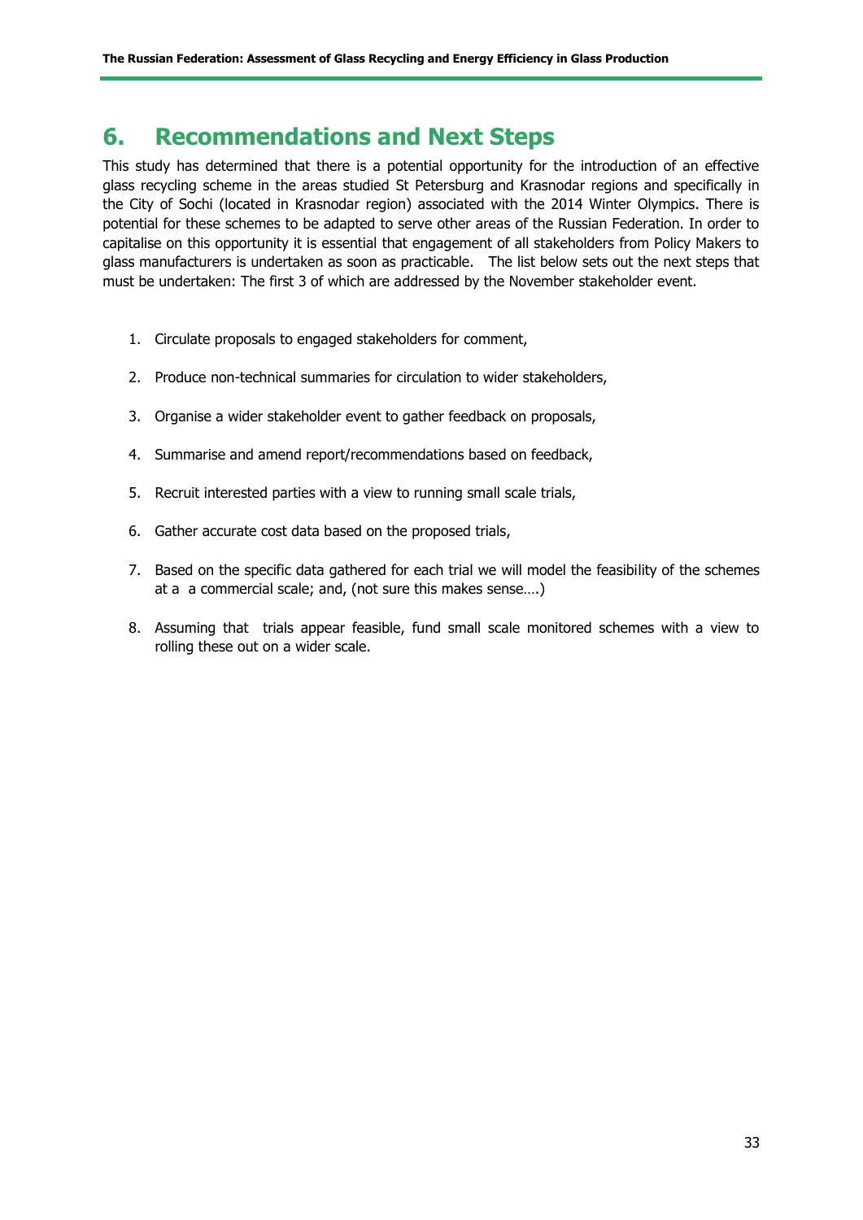# 6. Recommendations and Next Steps

This study has determined that there is a potential opportunity for the introduction of an effective glass recycling scheme in the areas studied St Petersburg and Krasnodar regions and specifically in the City of Sochi (located in Krasnodar region) associated with the 2014 Winter Olympics. There is potential for these schemes to be adapted to serve other areas of the Russian Federation. In order to capitalise on this opportunity it is essential that engagement of all stakeholders from Policy Makers to glass manufacturers is undertaken as soon as practicable. The list below sets out the next steps that must be undertaken: The first 3 of which are addressed by the November stakeholder event.

1. Circulate proposals to engaged stakeholders for comment,
2. Produce non-technical summaries for circulation to wider stakeholders,
3. Organise a wider stakeholder event to gather feedback on proposals,
4. Summarise and amend report/recommendations based on feedback,
5. Recruit interested parties with a view to running small scale trials,
6. Gather accurate cost data based on the proposed trials,
7. Based on the specific data gathered for each trial we will model the feasibility of the schemes at a a commercial scale; and, (not sure this makes sense….)
8. Assuming that trials appear feasible, fund small scale monitored schemes with a view to rolling these out on a wider scale.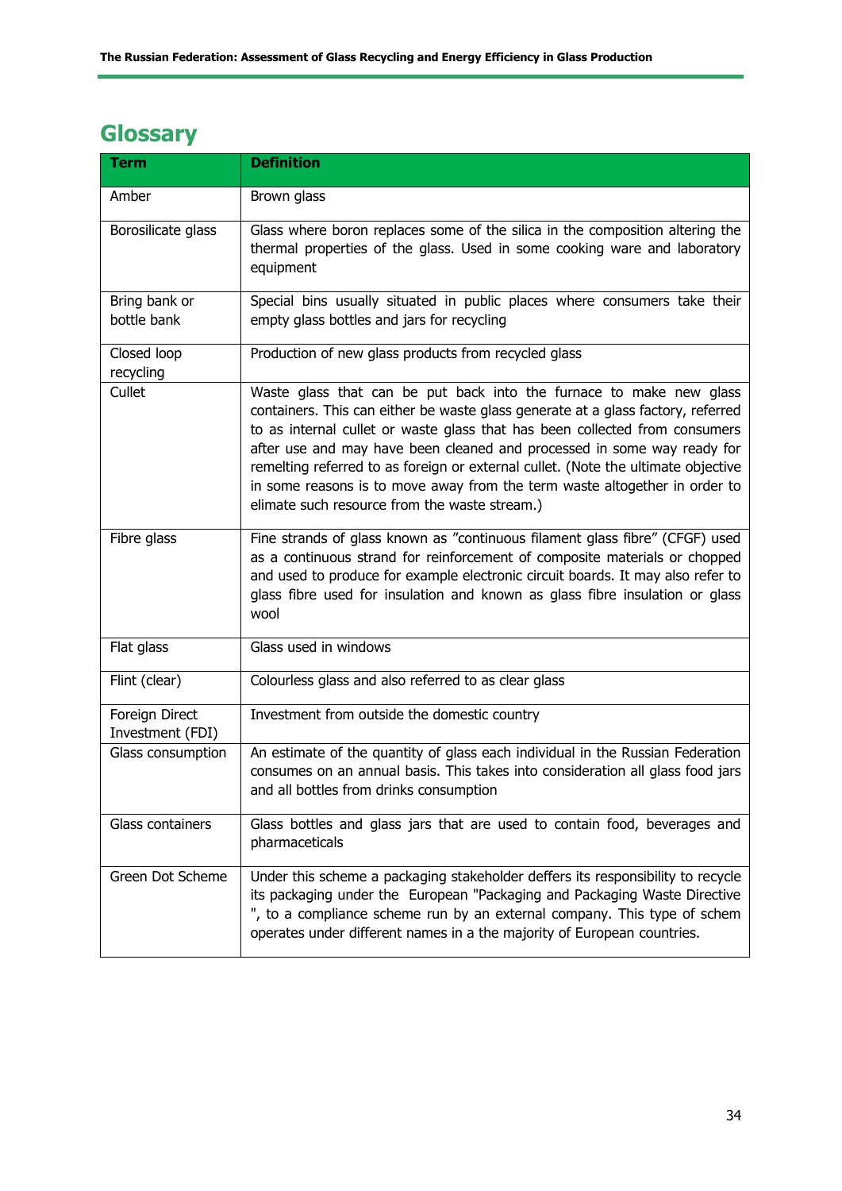## Glossary

| Term | Definition |
|---|---|
| Amber | Brown glass |
| Borosilicate glass | Glass where boron replaces some of the silica in the composition altering the thermal properties of the glass. Used in some cooking ware and laboratory equipment |
| Bring bank or bottle bank | Special bins usually situated in public places where consumers take their empty glass bottles and jars for recycling |
| Closed loop recycling | Production of new glass products from recycled glass |
| Cullet | Waste glass that can be put back into the furnace to make new glass containers. This can either be waste glass generate at a glass factory, referred to as internal cullet or waste glass that has been collected from consumers after use and may have been cleaned and processed in some way ready for remelting referred to as foreign or external cullet. (Note the ultimate objective in some reasons is to move away from the term waste altogether in order to elimate such resource from the waste stream.) |
| Fibre glass | Fine strands of glass known as "continuous filament glass fibre" (CFGF) used as a continuous strand for reinforcement of composite materials or chopped and used to produce for example electronic circuit boards. It may also refer to glass fibre used for insulation and known as glass fibre insulation or glass wool |
| Flat glass | Glass used in windows |
| Flint (clear) | Colourless glass and also referred to as clear glass |
| Foreign Direct Investment (FDI) | Investment from outside the domestic country |
| Glass consumption | An estimate of the quantity of glass each individual in the Russian Federation consumes on an annual basis. This takes into consideration all glass food jars and all bottles from drinks consumption |
| Glass containers | Glass bottles and glass jars that are used to contain food, beverages and pharmaceticals |
| Green Dot Scheme | Under this scheme a packaging stakeholder deffers its responsibility to recycle its packaging under the European "Packaging and Packaging Waste Directive ", to a compliance scheme run by an external company. This type of schem operates under different names in a the majority of European countries. |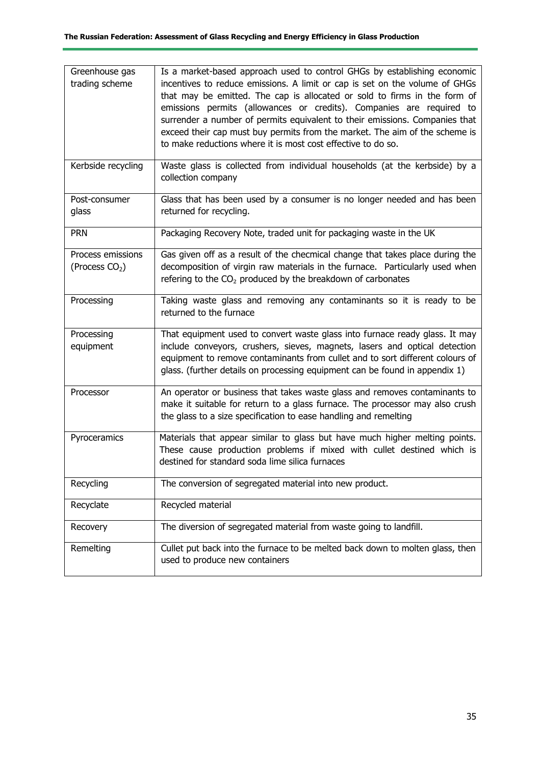| | |
|---|---|
| Greenhouse gas trading scheme | Is a market-based approach used to control GHGs by establishing economic incentives to reduce emissions. A limit or cap is set on the volume of GHGs that may be emitted. The cap is allocated or sold to firms in the form of emissions permits (allowances or credits). Companies are required to surrender a number of permits equivalent to their emissions. Companies that exceed their cap must buy permits from the market. The aim of the scheme is to make reductions where it is most cost effective to do so. |
| Kerbside recycling | Waste glass is collected from individual households (at the kerbside) by a collection company |
| Post-consumer glass | Glass that has been used by a consumer is no longer needed and has been returned for recycling. |
| PRN | Packaging Recovery Note, traded unit for packaging waste in the UK |
| Process emissions (Process $CO_2$) | Gas given off as a result of the checmical change that takes place during the decomposition of virgin raw materials in the furnace. Particularly used when refering to the $CO_2$ produced by the breakdown of carbonates |
| Processing | Taking waste glass and removing any contaminants so it is ready to be returned to the furnace |
| Processing equipment | That equipment used to convert waste glass into furnace ready glass. It may include conveyors, crushers, sieves, magnets, lasers and optical detection equipment to remove contaminants from cullet and to sort different colours of glass. (further details on processing equipment can be found in appendix 1) |
| Processor | An operator or business that takes waste glass and removes contaminants to make it suitable for return to a glass furnace. The processor may also crush the glass to a size specification to ease handling and remelting |
| Pyroceramics | Materials that appear similar to glass but have much higher melting points. These cause production problems if mixed with cullet destined which is destined for standard soda lime silica furnaces |
| Recycling | The conversion of segregated material into new product. |
| Recyclate | Recycled material |
| Recovery | The diversion of segregated material from waste going to landfill. |
| Remelting | Cullet put back into the furnace to be melted back down to molten glass, then used to produce new containers |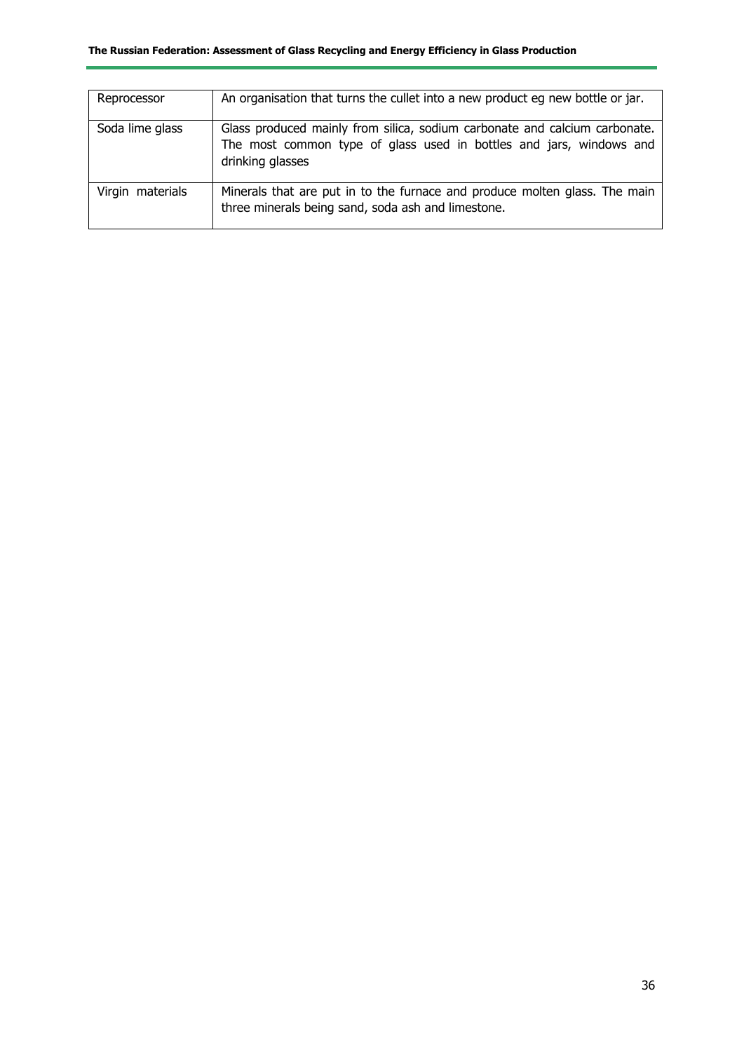| | |
|---|---|
| Reprocessor | An organisation that turns the cullet into a new product eg new bottle or jar. |
| Soda lime glass | Glass produced mainly from silica, sodium carbonate and calcium carbonate. The most common type of glass used in bottles and jars, windows and drinking glasses |
| Virgin materials | Minerals that are put in to the furnace and produce molten glass. The main three minerals being sand, soda ash and limestone. |